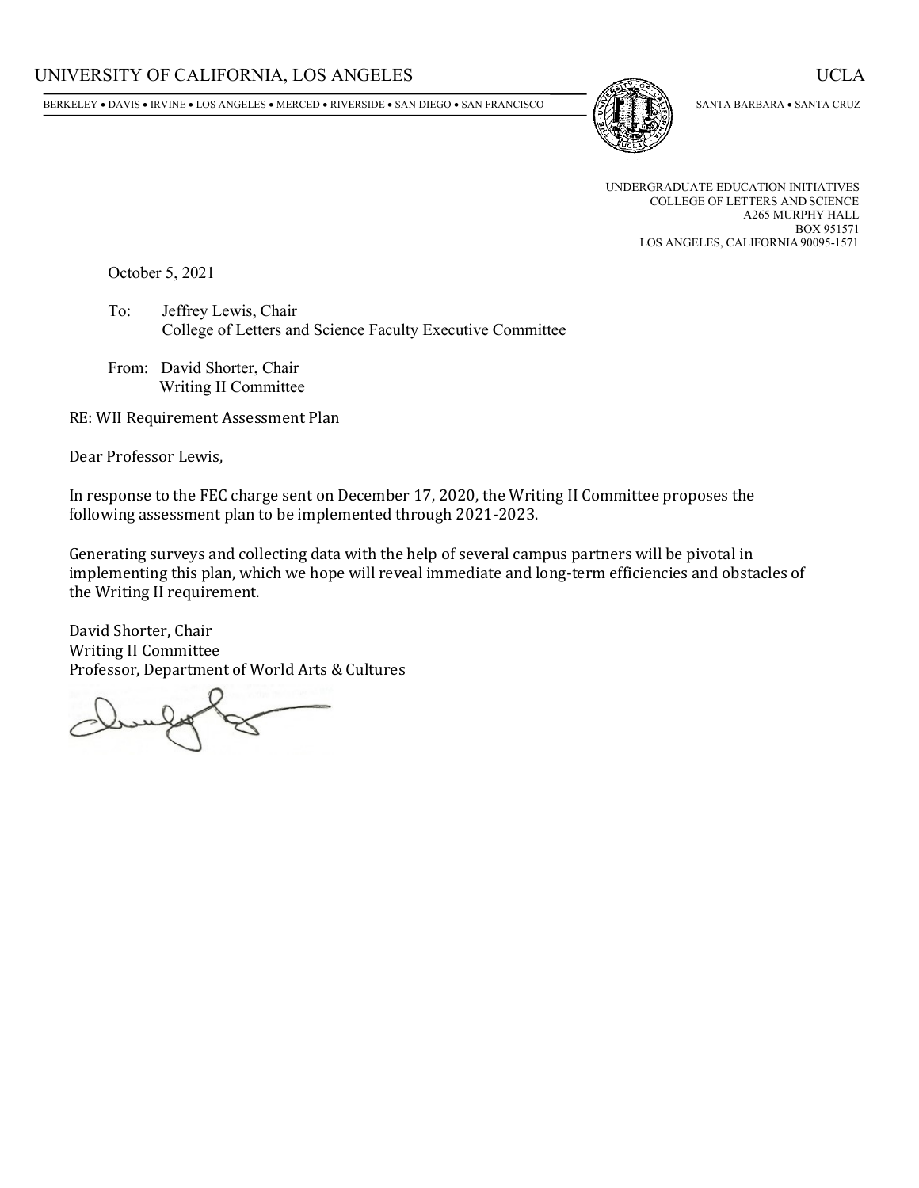UNIVERSITY OF CALIFORNIA, LOS ANGELES | UCLA

BERKELEY • DAVIS • IRVINE • LOS ANGELES • MERCED • RIVERSIDE • SAN DIEGO • SAN FRANCISCO | SANTA BARBARA • SANTA CRUZ

UNDERGRADUATE EDUCATION INITIATIVES
COLLEGE OF LETTERS AND SCIENCE
A265 MURPHY HALL
BOX 951571
LOS ANGELES, CALIFORNIA 90095-1571

October 5, 2021

To: Jeffrey Lewis, Chair
College of Letters and Science Faculty Executive Committee

From: David Shorter, Chair
Writing II Committee

RE: WII Requirement Assessment Plan

Dear Professor Lewis,

In response to the FEC charge sent on December 17, 2020, the Writing II Committee proposes the following assessment plan to be implemented through 2021-2023.

Generating surveys and collecting data with the help of several campus partners will be pivotal in implementing this plan, which we hope will reveal immediate and long-term efficiencies and obstacles of the Writing II requirement.

David Shorter, Chair
Writing II Committee
Professor, Department of World Arts & Cultures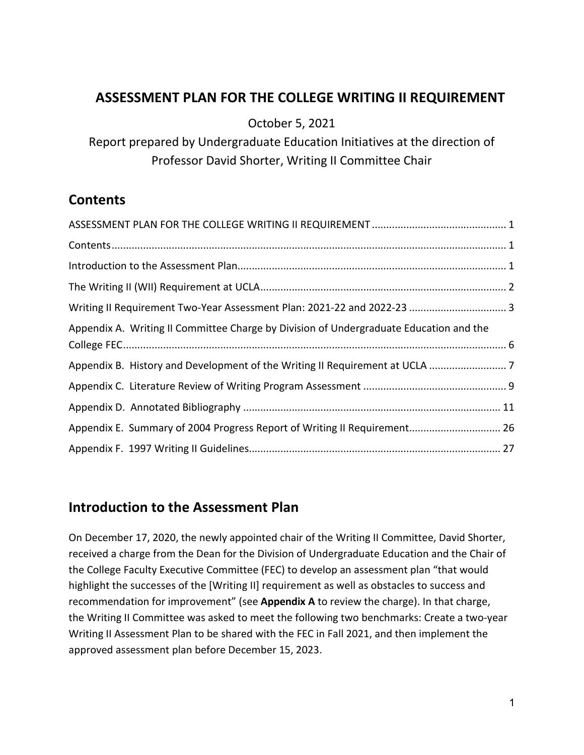## ASSESSMENT PLAN FOR THE COLLEGE WRITING II REQUIREMENT

October 5, 2021

Report prepared by Undergraduate Education Initiatives at the direction of Professor David Shorter, Writing II Committee Chair

## Contents

ASSESSMENT PLAN FOR THE COLLEGE WRITING II REQUIREMENT ............................................. 1

Contents ......................................................................................................................................... 1

Introduction to the Assessment Plan ............................................................................................. 1

The Writing II (WII) Requirement at UCLA ..................................................................................... 2

Writing II Requirement Two-Year Assessment Plan: 2021-22 and 2022-23 ................................. 3

Appendix A. Writing II Committee Charge by Division of Undergraduate Education and the College FEC ..................................................................................................................................... 6

Appendix B. History and Development of the Writing II Requirement at UCLA ........................... 7

Appendix C. Literature Review of Writing Program Assessment ................................................. 9

Appendix D. Annotated Bibliography ......................................................................................... 11

Appendix E. Summary of 2004 Progress Report of Writing II Requirement................................ 26

Appendix F. 1997 Writing II Guidelines ....................................................................................... 27

## Introduction to the Assessment Plan

On December 17, 2020, the newly appointed chair of the Writing II Committee, David Shorter, received a charge from the Dean for the Division of Undergraduate Education and the Chair of the College Faculty Executive Committee (FEC) to develop an assessment plan "that would highlight the successes of the [Writing II] requirement as well as obstacles to success and recommendation for improvement" (see **Appendix A** to review the charge). In that charge, the Writing II Committee was asked to meet the following two benchmarks: Create a two-year Writing II Assessment Plan to be shared with the FEC in Fall 2021, and then implement the approved assessment plan before December 15, 2023.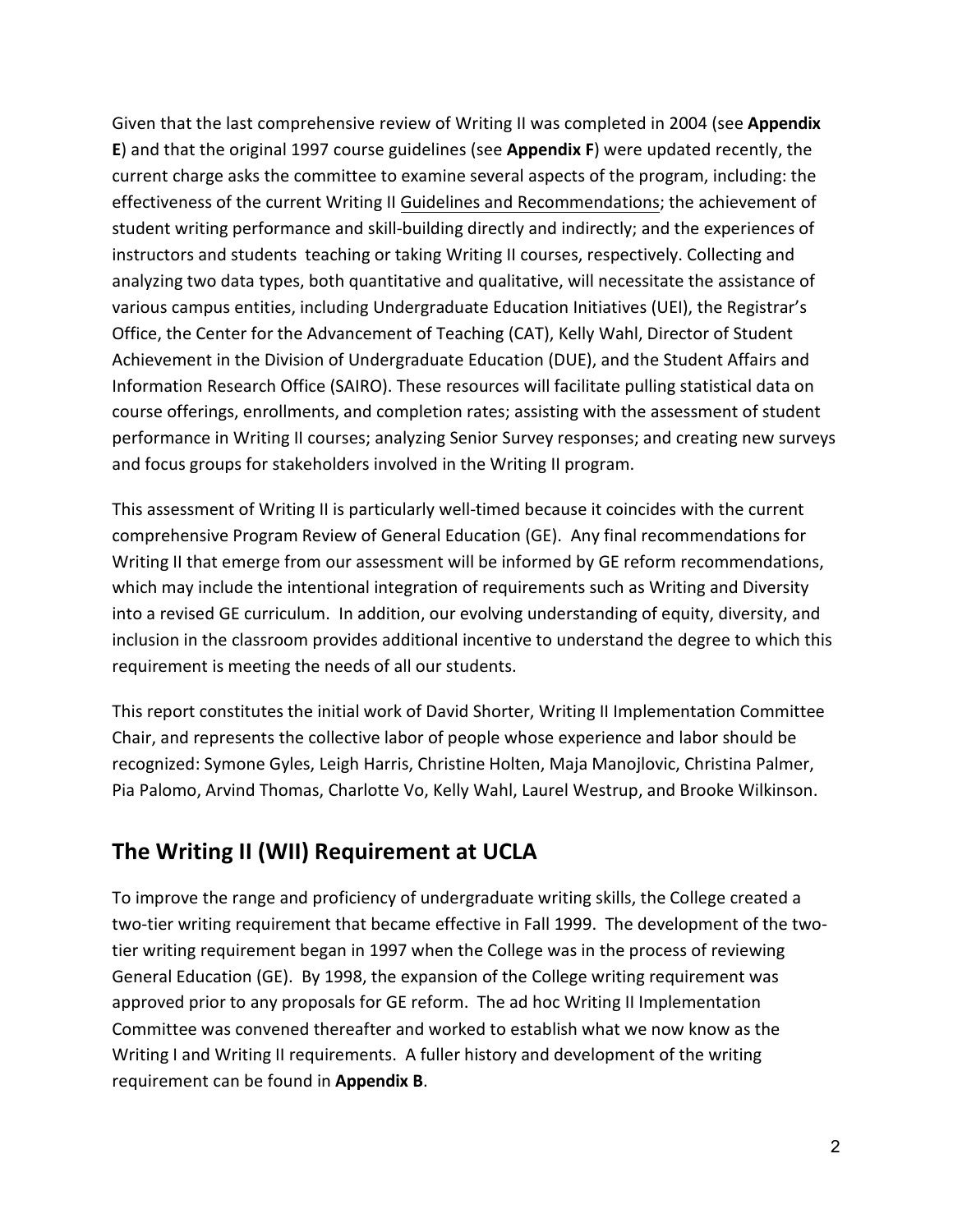Given that the last comprehensive review of Writing II was completed in 2004 (see **Appendix E**) and that the original 1997 course guidelines (see **Appendix F**) were updated recently, the current charge asks the committee to examine several aspects of the program, including: the effectiveness of the current Writing II Guidelines and Recommendations; the achievement of student writing performance and skill-building directly and indirectly; and the experiences of instructors and students teaching or taking Writing II courses, respectively. Collecting and analyzing two data types, both quantitative and qualitative, will necessitate the assistance of various campus entities, including Undergraduate Education Initiatives (UEI), the Registrar's Office, the Center for the Advancement of Teaching (CAT), Kelly Wahl, Director of Student Achievement in the Division of Undergraduate Education (DUE), and the Student Affairs and Information Research Office (SAIRO). These resources will facilitate pulling statistical data on course offerings, enrollments, and completion rates; assisting with the assessment of student performance in Writing II courses; analyzing Senior Survey responses; and creating new surveys and focus groups for stakeholders involved in the Writing II program.

This assessment of Writing II is particularly well-timed because it coincides with the current comprehensive Program Review of General Education (GE). Any final recommendations for Writing II that emerge from our assessment will be informed by GE reform recommendations, which may include the intentional integration of requirements such as Writing and Diversity into a revised GE curriculum. In addition, our evolving understanding of equity, diversity, and inclusion in the classroom provides additional incentive to understand the degree to which this requirement is meeting the needs of all our students.

This report constitutes the initial work of David Shorter, Writing II Implementation Committee Chair, and represents the collective labor of people whose experience and labor should be recognized: Symone Gyles, Leigh Harris, Christine Holten, Maja Manojlovic, Christina Palmer, Pia Palomo, Arvind Thomas, Charlotte Vo, Kelly Wahl, Laurel Westrup, and Brooke Wilkinson.

## The Writing II (WII) Requirement at UCLA

To improve the range and proficiency of undergraduate writing skills, the College created a two-tier writing requirement that became effective in Fall 1999. The development of the two-tier writing requirement began in 1997 when the College was in the process of reviewing General Education (GE). By 1998, the expansion of the College writing requirement was approved prior to any proposals for GE reform. The ad hoc Writing II Implementation Committee was convened thereafter and worked to establish what we now know as the Writing I and Writing II requirements. A fuller history and development of the writing requirement can be found in **Appendix B**.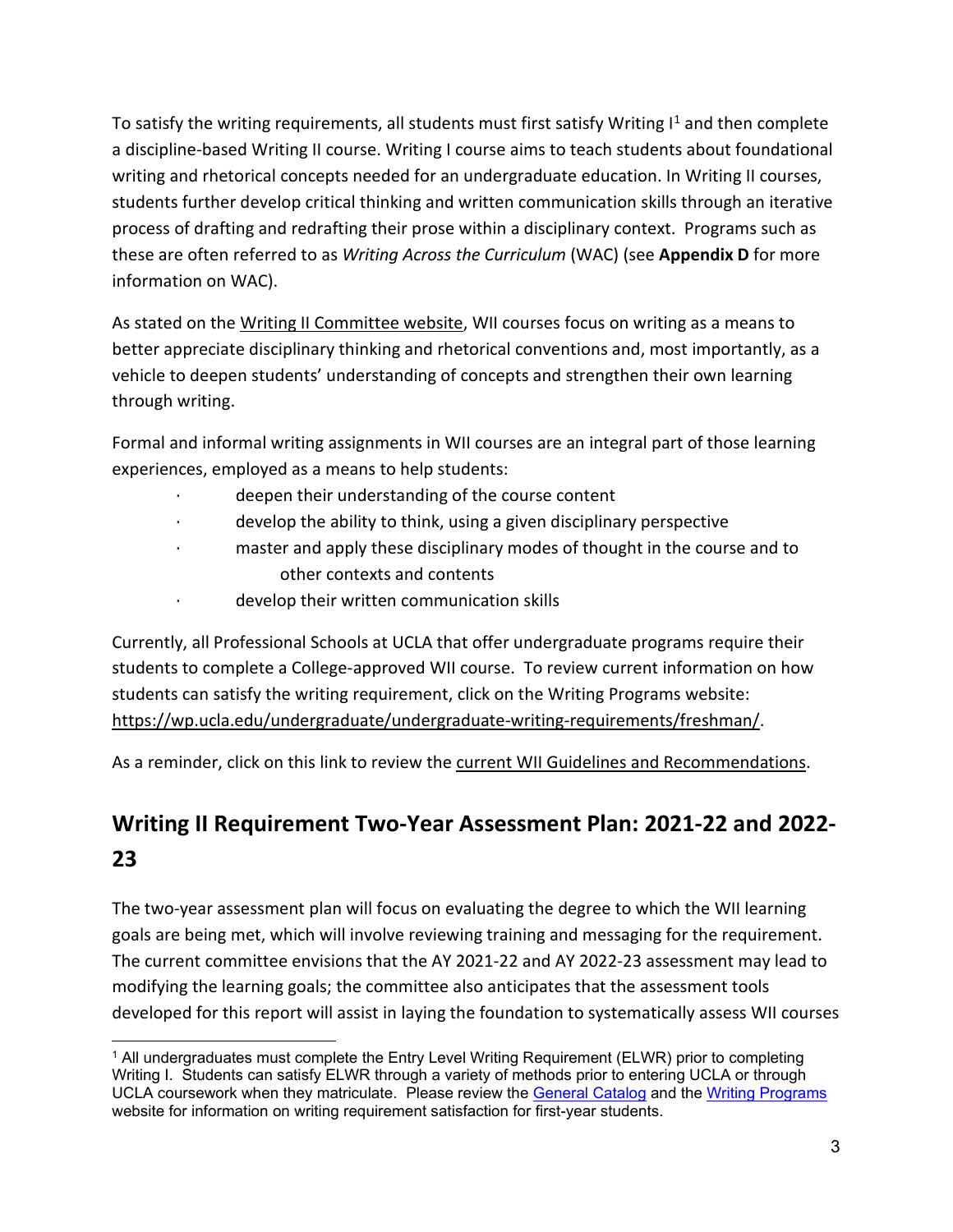To satisfy the writing requirements, all students must first satisfy Writing I[1] and then complete a discipline-based Writing II course. Writing I course aims to teach students about foundational writing and rhetorical concepts needed for an undergraduate education. In Writing II courses, students further develop critical thinking and written communication skills through an iterative process of drafting and redrafting their prose within a disciplinary context. Programs such as these are often referred to as *Writing Across the Curriculum* (WAC) (see **Appendix D** for more information on WAC).

As stated on the Writing II Committee website, WII courses focus on writing as a means to better appreciate disciplinary thinking and rhetorical conventions and, most importantly, as a vehicle to deepen students' understanding of concepts and strengthen their own learning through writing.

Formal and informal writing assignments in WII courses are an integral part of those learning experiences, employed as a means to help students:

- deepen their understanding of the course content
- develop the ability to think, using a given disciplinary perspective
- master and apply these disciplinary modes of thought in the course and to other contexts and contents
- develop their written communication skills

Currently, all Professional Schools at UCLA that offer undergraduate programs require their students to complete a College-approved WII course. To review current information on how students can satisfy the writing requirement, click on the Writing Programs website: https://wp.ucla.edu/undergraduate/undergraduate-writing-requirements/freshman/.

As a reminder, click on this link to review the current WII Guidelines and Recommendations.

## Writing II Requirement Two-Year Assessment Plan: 2021-22 and 2022-23

The two-year assessment plan will focus on evaluating the degree to which the WII learning goals are being met, which will involve reviewing training and messaging for the requirement. The current committee envisions that the AY 2021-22 and AY 2022-23 assessment may lead to modifying the learning goals; the committee also anticipates that the assessment tools developed for this report will assist in laying the foundation to systematically assess WII courses

[1] All undergraduates must complete the Entry Level Writing Requirement (ELWR) prior to completing Writing I. Students can satisfy ELWR through a variety of methods prior to entering UCLA or through UCLA coursework when they matriculate. Please review the General Catalog and the Writing Programs website for information on writing requirement satisfaction for first-year students.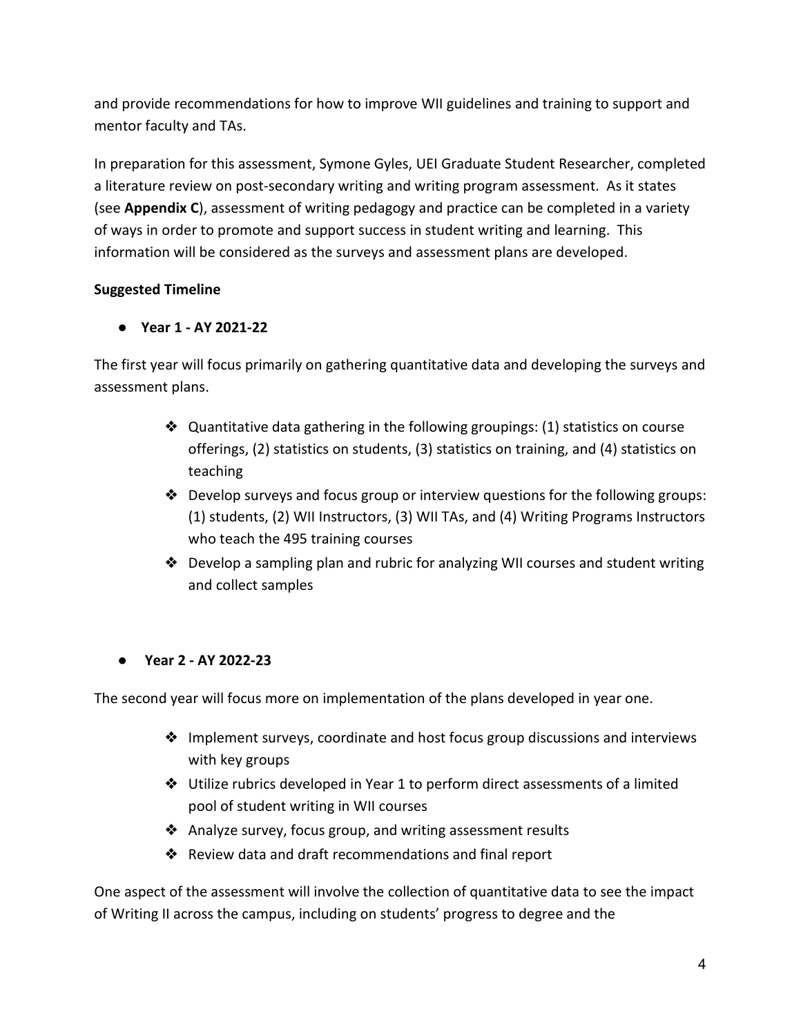and provide recommendations for how to improve WII guidelines and training to support and mentor faculty and TAs.

In preparation for this assessment, Symone Gyles, UEI Graduate Student Researcher, completed a literature review on post-secondary writing and writing program assessment. As it states (see **Appendix C**), assessment of writing pedagogy and practice can be completed in a variety of ways in order to promote and support success in student writing and learning. This information will be considered as the surveys and assessment plans are developed.

**Suggested Timeline**

- **Year 1 - AY 2021-22**

The first year will focus primarily on gathering quantitative data and developing the surveys and assessment plans.

- Quantitative data gathering in the following groupings: (1) statistics on course offerings, (2) statistics on students, (3) statistics on training, and (4) statistics on teaching
- Develop surveys and focus group or interview questions for the following groups: (1) students, (2) WII Instructors, (3) WII TAs, and (4) Writing Programs Instructors who teach the 495 training courses
- Develop a sampling plan and rubric for analyzing WII courses and student writing and collect samples

- **Year 2 - AY 2022-23**

The second year will focus more on implementation of the plans developed in year one.

- Implement surveys, coordinate and host focus group discussions and interviews with key groups
- Utilize rubrics developed in Year 1 to perform direct assessments of a limited pool of student writing in WII courses
- Analyze survey, focus group, and writing assessment results
- Review data and draft recommendations and final report

One aspect of the assessment will involve the collection of quantitative data to see the impact of Writing II across the campus, including on students' progress to degree and the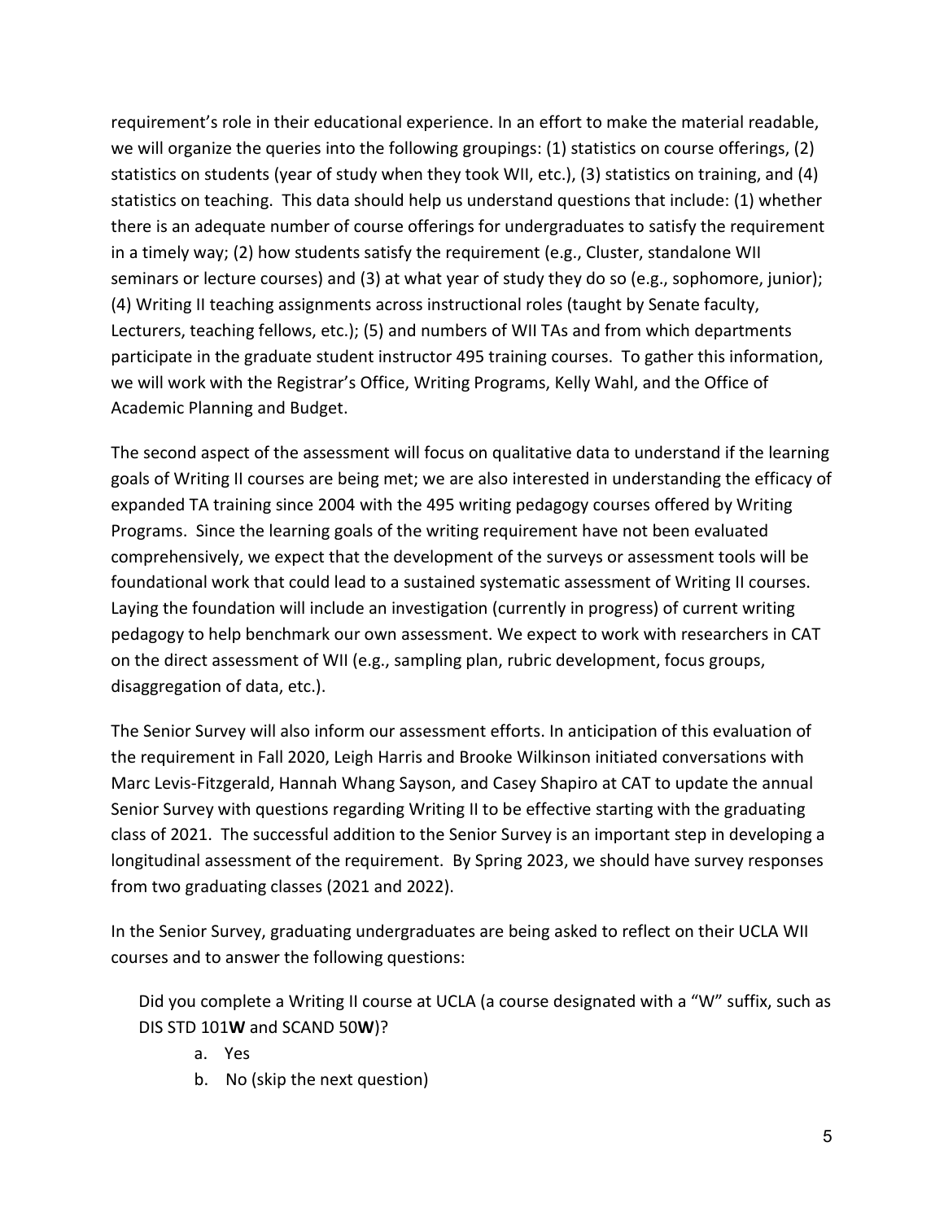requirement's role in their educational experience. In an effort to make the material readable, we will organize the queries into the following groupings: (1) statistics on course offerings, (2) statistics on students (year of study when they took WII, etc.), (3) statistics on training, and (4) statistics on teaching. This data should help us understand questions that include: (1) whether there is an adequate number of course offerings for undergraduates to satisfy the requirement in a timely way; (2) how students satisfy the requirement (e.g., Cluster, standalone WII seminars or lecture courses) and (3) at what year of study they do so (e.g., sophomore, junior); (4) Writing II teaching assignments across instructional roles (taught by Senate faculty, Lecturers, teaching fellows, etc.); (5) and numbers of WII TAs and from which departments participate in the graduate student instructor 495 training courses. To gather this information, we will work with the Registrar's Office, Writing Programs, Kelly Wahl, and the Office of Academic Planning and Budget.

The second aspect of the assessment will focus on qualitative data to understand if the learning goals of Writing II courses are being met; we are also interested in understanding the efficacy of expanded TA training since 2004 with the 495 writing pedagogy courses offered by Writing Programs. Since the learning goals of the writing requirement have not been evaluated comprehensively, we expect that the development of the surveys or assessment tools will be foundational work that could lead to a sustained systematic assessment of Writing II courses. Laying the foundation will include an investigation (currently in progress) of current writing pedagogy to help benchmark our own assessment. We expect to work with researchers in CAT on the direct assessment of WII (e.g., sampling plan, rubric development, focus groups, disaggregation of data, etc.).

The Senior Survey will also inform our assessment efforts. In anticipation of this evaluation of the requirement in Fall 2020, Leigh Harris and Brooke Wilkinson initiated conversations with Marc Levis-Fitzgerald, Hannah Whang Sayson, and Casey Shapiro at CAT to update the annual Senior Survey with questions regarding Writing II to be effective starting with the graduating class of 2021. The successful addition to the Senior Survey is an important step in developing a longitudinal assessment of the requirement. By Spring 2023, we should have survey responses from two graduating classes (2021 and 2022).

In the Senior Survey, graduating undergraduates are being asked to reflect on their UCLA WII courses and to answer the following questions:

Did you complete a Writing II course at UCLA (a course designated with a "W" suffix, such as DIS STD 101**W** and SCAND 50**W**)?

a. Yes
b. No (skip the next question)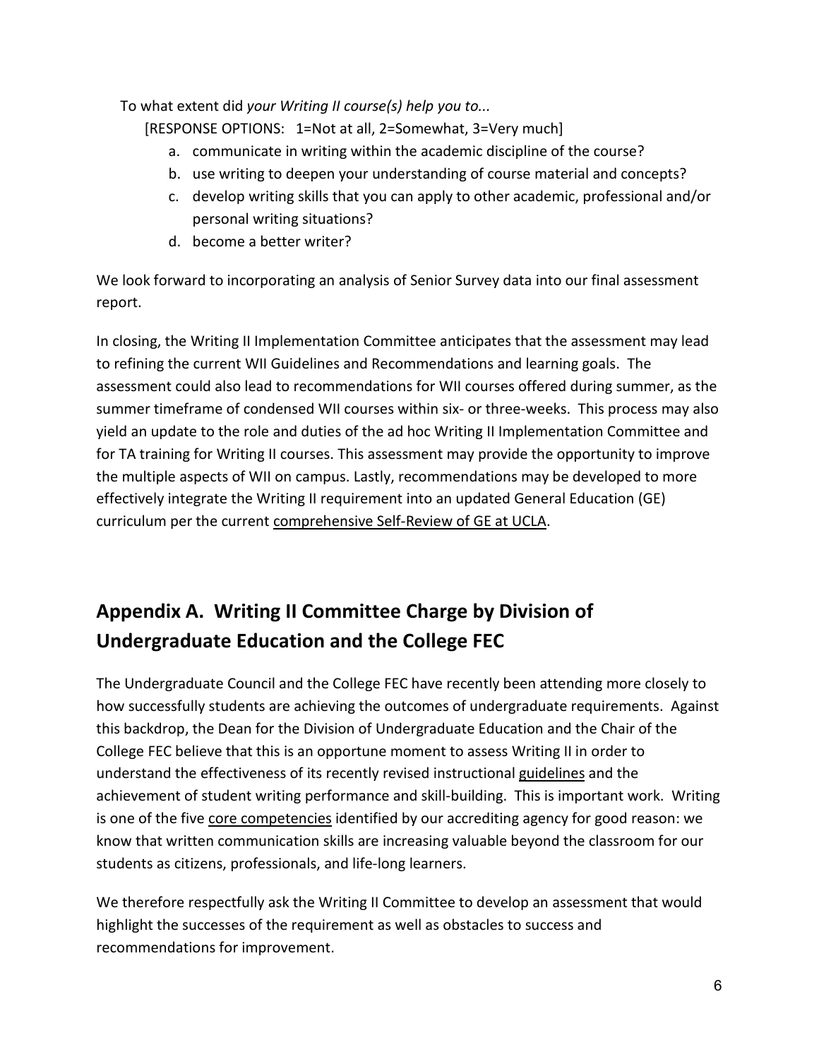To what extent did *your Writing II course(s) help you to...*

[RESPONSE OPTIONS: 1=Not at all, 2=Somewhat, 3=Very much]

a. communicate in writing within the academic discipline of the course?
b. use writing to deepen your understanding of course material and concepts?
c. develop writing skills that you can apply to other academic, professional and/or personal writing situations?
d. become a better writer?

We look forward to incorporating an analysis of Senior Survey data into our final assessment report.

In closing, the Writing II Implementation Committee anticipates that the assessment may lead to refining the current WII Guidelines and Recommendations and learning goals. The assessment could also lead to recommendations for WII courses offered during summer, as the summer timeframe of condensed WII courses within six- or three-weeks. This process may also yield an update to the role and duties of the ad hoc Writing II Implementation Committee and for TA training for Writing II courses. This assessment may provide the opportunity to improve the multiple aspects of WII on campus. Lastly, recommendations may be developed to more effectively integrate the Writing II requirement into an updated General Education (GE) curriculum per the current comprehensive Self-Review of GE at UCLA.

## Appendix A. Writing II Committee Charge by Division of Undergraduate Education and the College FEC

The Undergraduate Council and the College FEC have recently been attending more closely to how successfully students are achieving the outcomes of undergraduate requirements. Against this backdrop, the Dean for the Division of Undergraduate Education and the Chair of the College FEC believe that this is an opportune moment to assess Writing II in order to understand the effectiveness of its recently revised instructional guidelines and the achievement of student writing performance and skill-building. This is important work. Writing is one of the five core competencies identified by our accrediting agency for good reason: we know that written communication skills are increasing valuable beyond the classroom for our students as citizens, professionals, and life-long learners.

We therefore respectfully ask the Writing II Committee to develop an assessment that would highlight the successes of the requirement as well as obstacles to success and recommendations for improvement.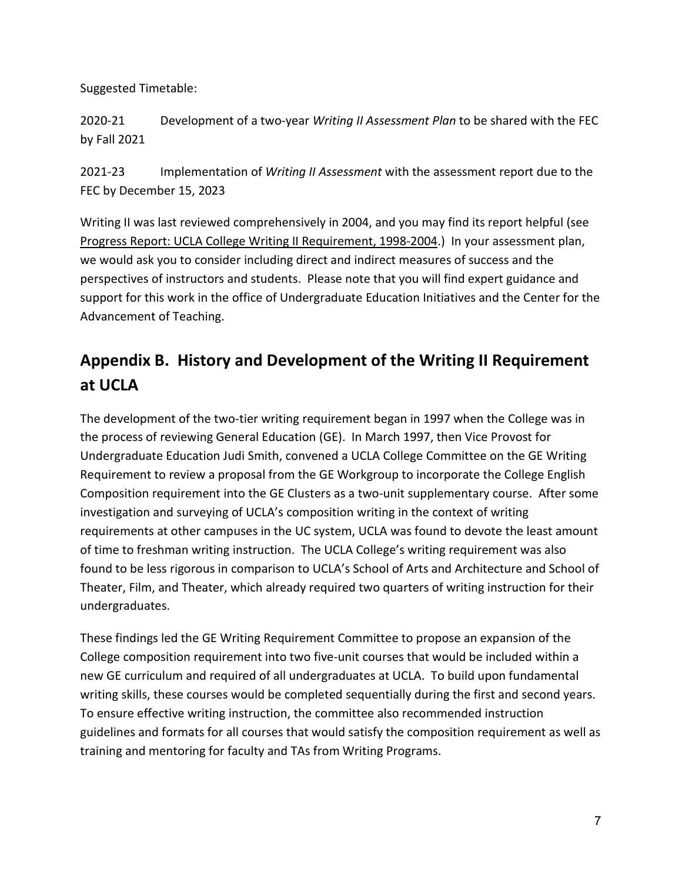Suggested Timetable:

2020-21 Development of a two-year *Writing II Assessment Plan* to be shared with the FEC by Fall 2021

2021-23 Implementation of *Writing II Assessment* with the assessment report due to the FEC by December 15, 2023

Writing II was last reviewed comprehensively in 2004, and you may find its report helpful (see Progress Report: UCLA College Writing II Requirement, 1998-2004.) In your assessment plan, we would ask you to consider including direct and indirect measures of success and the perspectives of instructors and students. Please note that you will find expert guidance and support for this work in the office of Undergraduate Education Initiatives and the Center for the Advancement of Teaching.

## Appendix B. History and Development of the Writing II Requirement at UCLA

The development of the two-tier writing requirement began in 1997 when the College was in the process of reviewing General Education (GE). In March 1997, then Vice Provost for Undergraduate Education Judi Smith, convened a UCLA College Committee on the GE Writing Requirement to review a proposal from the GE Workgroup to incorporate the College English Composition requirement into the GE Clusters as a two-unit supplementary course. After some investigation and surveying of UCLA's composition writing in the context of writing requirements at other campuses in the UC system, UCLA was found to devote the least amount of time to freshman writing instruction. The UCLA College's writing requirement was also found to be less rigorous in comparison to UCLA's School of Arts and Architecture and School of Theater, Film, and Theater, which already required two quarters of writing instruction for their undergraduates.

These findings led the GE Writing Requirement Committee to propose an expansion of the College composition requirement into two five-unit courses that would be included within a new GE curriculum and required of all undergraduates at UCLA. To build upon fundamental writing skills, these courses would be completed sequentially during the first and second years. To ensure effective writing instruction, the committee also recommended instruction guidelines and formats for all courses that would satisfy the composition requirement as well as training and mentoring for faculty and TAs from Writing Programs.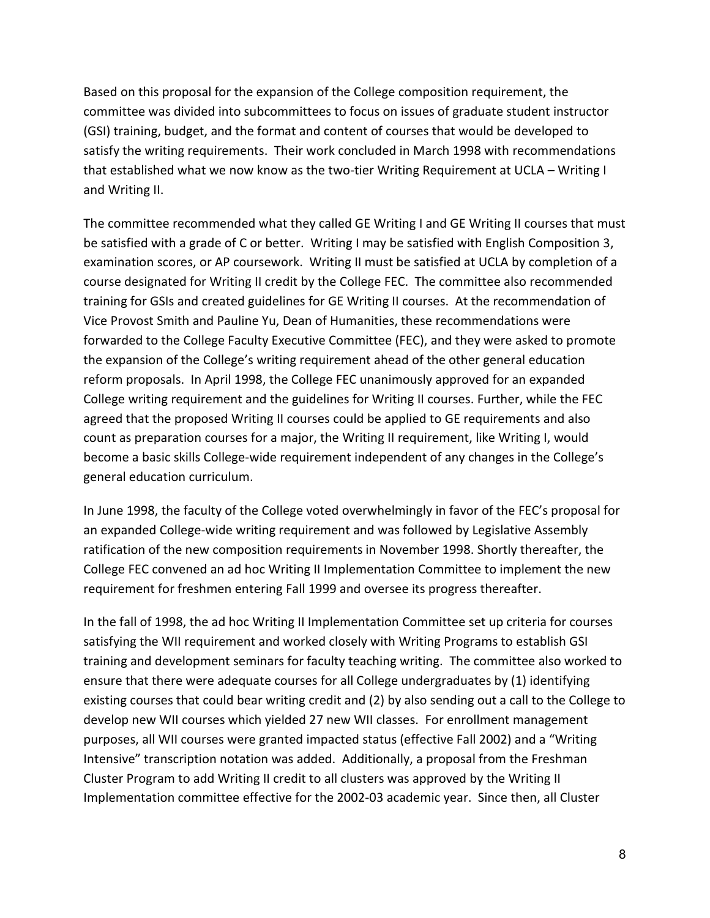Based on this proposal for the expansion of the College composition requirement, the committee was divided into subcommittees to focus on issues of graduate student instructor (GSI) training, budget, and the format and content of courses that would be developed to satisfy the writing requirements. Their work concluded in March 1998 with recommendations that established what we now know as the two-tier Writing Requirement at UCLA – Writing I and Writing II.

The committee recommended what they called GE Writing I and GE Writing II courses that must be satisfied with a grade of C or better. Writing I may be satisfied with English Composition 3, examination scores, or AP coursework. Writing II must be satisfied at UCLA by completion of a course designated for Writing II credit by the College FEC. The committee also recommended training for GSIs and created guidelines for GE Writing II courses. At the recommendation of Vice Provost Smith and Pauline Yu, Dean of Humanities, these recommendations were forwarded to the College Faculty Executive Committee (FEC), and they were asked to promote the expansion of the College's writing requirement ahead of the other general education reform proposals. In April 1998, the College FEC unanimously approved for an expanded College writing requirement and the guidelines for Writing II courses. Further, while the FEC agreed that the proposed Writing II courses could be applied to GE requirements and also count as preparation courses for a major, the Writing II requirement, like Writing I, would become a basic skills College-wide requirement independent of any changes in the College's general education curriculum.

In June 1998, the faculty of the College voted overwhelmingly in favor of the FEC's proposal for an expanded College-wide writing requirement and was followed by Legislative Assembly ratification of the new composition requirements in November 1998. Shortly thereafter, the College FEC convened an ad hoc Writing II Implementation Committee to implement the new requirement for freshmen entering Fall 1999 and oversee its progress thereafter.

In the fall of 1998, the ad hoc Writing II Implementation Committee set up criteria for courses satisfying the WII requirement and worked closely with Writing Programs to establish GSI training and development seminars for faculty teaching writing. The committee also worked to ensure that there were adequate courses for all College undergraduates by (1) identifying existing courses that could bear writing credit and (2) by also sending out a call to the College to develop new WII courses which yielded 27 new WII classes. For enrollment management purposes, all WII courses were granted impacted status (effective Fall 2002) and a "Writing Intensive" transcription notation was added. Additionally, a proposal from the Freshman Cluster Program to add Writing II credit to all clusters was approved by the Writing II Implementation committee effective for the 2002-03 academic year. Since then, all Cluster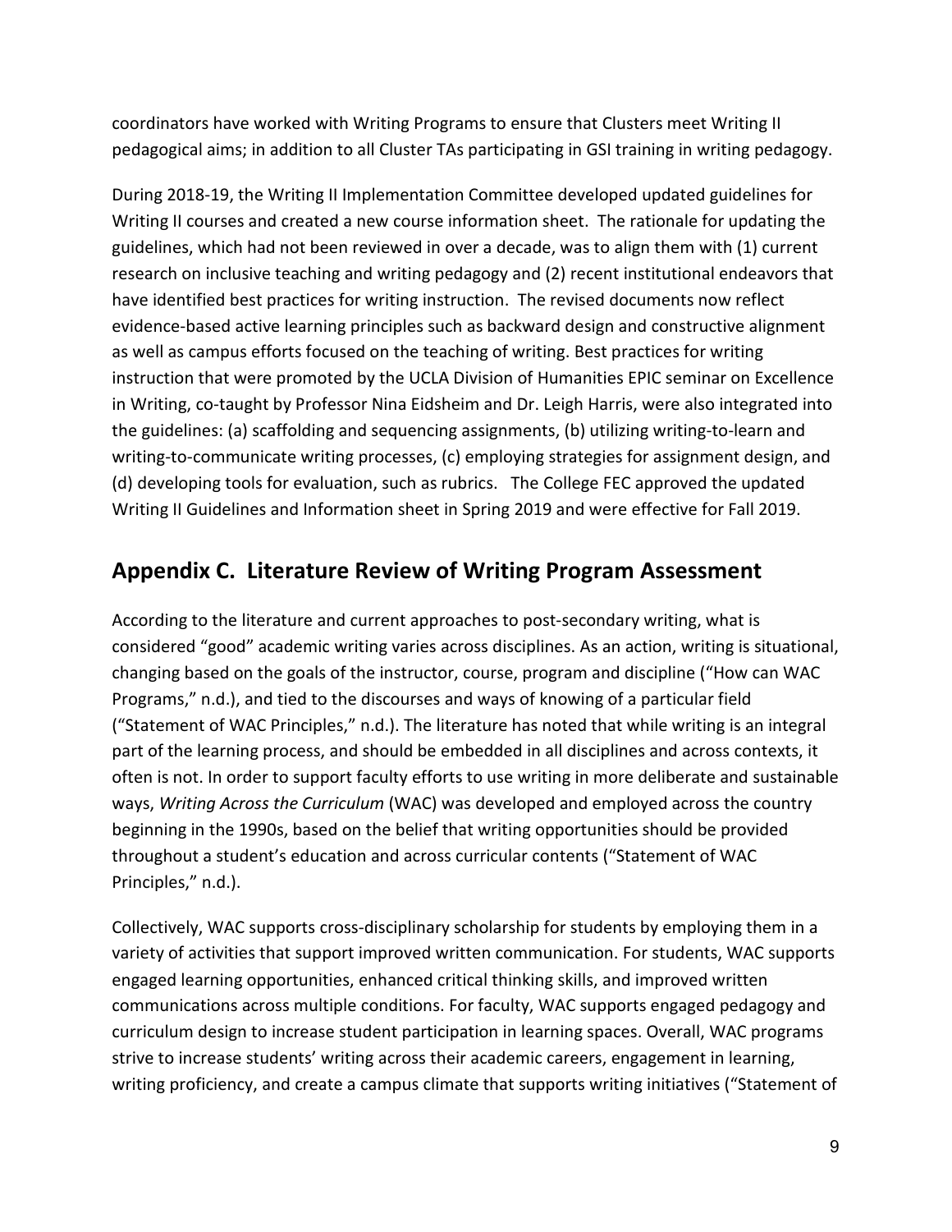coordinators have worked with Writing Programs to ensure that Clusters meet Writing II pedagogical aims; in addition to all Cluster TAs participating in GSI training in writing pedagogy.

During 2018-19, the Writing II Implementation Committee developed updated guidelines for Writing II courses and created a new course information sheet. The rationale for updating the guidelines, which had not been reviewed in over a decade, was to align them with (1) current research on inclusive teaching and writing pedagogy and (2) recent institutional endeavors that have identified best practices for writing instruction. The revised documents now reflect evidence-based active learning principles such as backward design and constructive alignment as well as campus efforts focused on the teaching of writing. Best practices for writing instruction that were promoted by the UCLA Division of Humanities EPIC seminar on Excellence in Writing, co-taught by Professor Nina Eidsheim and Dr. Leigh Harris, were also integrated into the guidelines: (a) scaffolding and sequencing assignments, (b) utilizing writing-to-learn and writing-to-communicate writing processes, (c) employing strategies for assignment design, and (d) developing tools for evaluation, such as rubrics. The College FEC approved the updated Writing II Guidelines and Information sheet in Spring 2019 and were effective for Fall 2019.

## Appendix C. Literature Review of Writing Program Assessment

According to the literature and current approaches to post-secondary writing, what is considered "good" academic writing varies across disciplines. As an action, writing is situational, changing based on the goals of the instructor, course, program and discipline ("How can WAC Programs," n.d.), and tied to the discourses and ways of knowing of a particular field ("Statement of WAC Principles," n.d.). The literature has noted that while writing is an integral part of the learning process, and should be embedded in all disciplines and across contexts, it often is not. In order to support faculty efforts to use writing in more deliberate and sustainable ways, *Writing Across the Curriculum* (WAC) was developed and employed across the country beginning in the 1990s, based on the belief that writing opportunities should be provided throughout a student's education and across curricular contents ("Statement of WAC Principles," n.d.).

Collectively, WAC supports cross-disciplinary scholarship for students by employing them in a variety of activities that support improved written communication. For students, WAC supports engaged learning opportunities, enhanced critical thinking skills, and improved written communications across multiple conditions. For faculty, WAC supports engaged pedagogy and curriculum design to increase student participation in learning spaces. Overall, WAC programs strive to increase students' writing across their academic careers, engagement in learning, writing proficiency, and create a campus climate that supports writing initiatives ("Statement of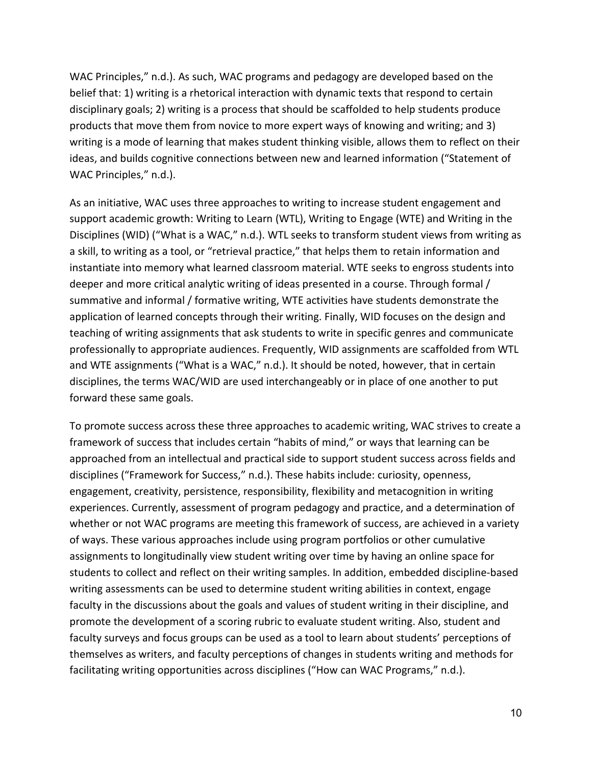WAC Principles," n.d.). As such, WAC programs and pedagogy are developed based on the belief that: 1) writing is a rhetorical interaction with dynamic texts that respond to certain disciplinary goals; 2) writing is a process that should be scaffolded to help students produce products that move them from novice to more expert ways of knowing and writing; and 3) writing is a mode of learning that makes student thinking visible, allows them to reflect on their ideas, and builds cognitive connections between new and learned information ("Statement of WAC Principles," n.d.).

As an initiative, WAC uses three approaches to writing to increase student engagement and support academic growth: Writing to Learn (WTL), Writing to Engage (WTE) and Writing in the Disciplines (WID) ("What is a WAC," n.d.). WTL seeks to transform student views from writing as a skill, to writing as a tool, or "retrieval practice," that helps them to retain information and instantiate into memory what learned classroom material. WTE seeks to engross students into deeper and more critical analytic writing of ideas presented in a course. Through formal / summative and informal / formative writing, WTE activities have students demonstrate the application of learned concepts through their writing. Finally, WID focuses on the design and teaching of writing assignments that ask students to write in specific genres and communicate professionally to appropriate audiences. Frequently, WID assignments are scaffolded from WTL and WTE assignments ("What is a WAC," n.d.). It should be noted, however, that in certain disciplines, the terms WAC/WID are used interchangeably or in place of one another to put forward these same goals.

To promote success across these three approaches to academic writing, WAC strives to create a framework of success that includes certain "habits of mind," or ways that learning can be approached from an intellectual and practical side to support student success across fields and disciplines ("Framework for Success," n.d.). These habits include: curiosity, openness, engagement, creativity, persistence, responsibility, flexibility and metacognition in writing experiences. Currently, assessment of program pedagogy and practice, and a determination of whether or not WAC programs are meeting this framework of success, are achieved in a variety of ways. These various approaches include using program portfolios or other cumulative assignments to longitudinally view student writing over time by having an online space for students to collect and reflect on their writing samples. In addition, embedded discipline-based writing assessments can be used to determine student writing abilities in context, engage faculty in the discussions about the goals and values of student writing in their discipline, and promote the development of a scoring rubric to evaluate student writing. Also, student and faculty surveys and focus groups can be used as a tool to learn about students' perceptions of themselves as writers, and faculty perceptions of changes in students writing and methods for facilitating writing opportunities across disciplines ("How can WAC Programs," n.d.).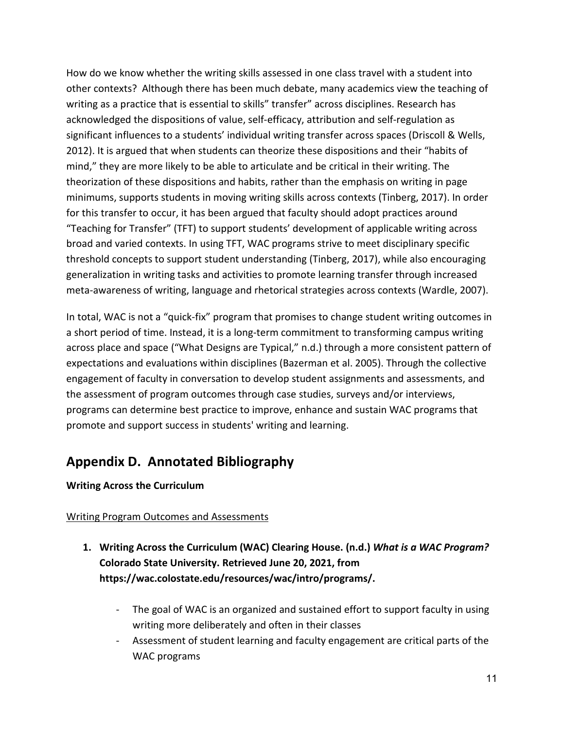How do we know whether the writing skills assessed in one class travel with a student into other contexts? Although there has been much debate, many academics view the teaching of writing as a practice that is essential to skills" transfer" across disciplines. Research has acknowledged the dispositions of value, self-efficacy, attribution and self-regulation as significant influences to a students' individual writing transfer across spaces (Driscoll & Wells, 2012). It is argued that when students can theorize these dispositions and their "habits of mind," they are more likely to be able to articulate and be critical in their writing. The theorization of these dispositions and habits, rather than the emphasis on writing in page minimums, supports students in moving writing skills across contexts (Tinberg, 2017). In order for this transfer to occur, it has been argued that faculty should adopt practices around "Teaching for Transfer" (TFT) to support students' development of applicable writing across broad and varied contexts. In using TFT, WAC programs strive to meet disciplinary specific threshold concepts to support student understanding (Tinberg, 2017), while also encouraging generalization in writing tasks and activities to promote learning transfer through increased meta-awareness of writing, language and rhetorical strategies across contexts (Wardle, 2007).

In total, WAC is not a "quick-fix" program that promises to change student writing outcomes in a short period of time. Instead, it is a long-term commitment to transforming campus writing across place and space ("What Designs are Typical," n.d.) through a more consistent pattern of expectations and evaluations within disciplines (Bazerman et al. 2005). Through the collective engagement of faculty in conversation to develop student assignments and assessments, and the assessment of program outcomes through case studies, surveys and/or interviews, programs can determine best practice to improve, enhance and sustain WAC programs that promote and support success in students' writing and learning.

## Appendix D. Annotated Bibliography

**Writing Across the Curriculum**

<u>Writing Program Outcomes and Assessments</u>

1. **Writing Across the Curriculum (WAC) Clearing House. (n.d.) *What is a WAC Program?* Colorado State University. Retrieved June 20, 2021, from https://wac.colostate.edu/resources/wac/intro/programs/.**
    - The goal of WAC is an organized and sustained effort to support faculty in using writing more deliberately and often in their classes
    - Assessment of student learning and faculty engagement are critical parts of the WAC programs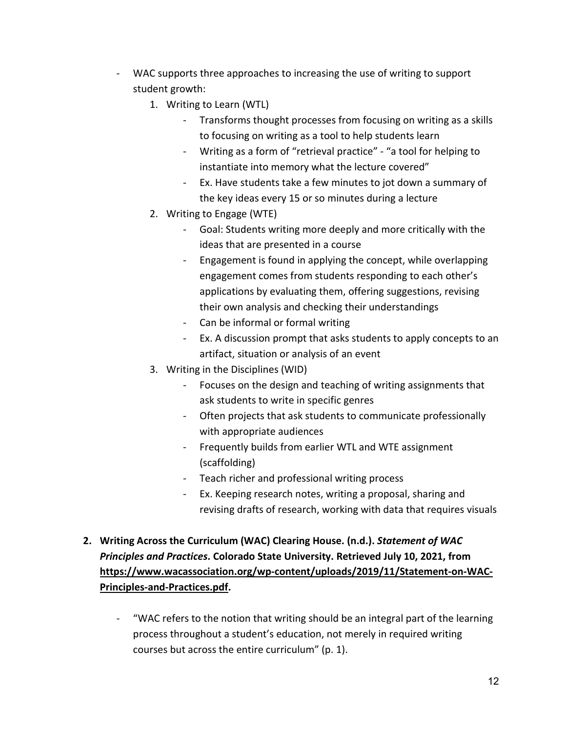- WAC supports three approaches to increasing the use of writing to support student growth:
    1. Writing to Learn (WTL)
        - Transforms thought processes from focusing on writing as a skills to focusing on writing as a tool to help students learn
        - Writing as a form of "retrieval practice" - "a tool for helping to instantiate into memory what the lecture covered"
        - Ex. Have students take a few minutes to jot down a summary of the key ideas every 15 or so minutes during a lecture
    2. Writing to Engage (WTE)
        - Goal: Students writing more deeply and more critically with the ideas that are presented in a course
        - Engagement is found in applying the concept, while overlapping engagement comes from students responding to each other's applications by evaluating them, offering suggestions, revising their own analysis and checking their understandings
        - Can be informal or formal writing
        - Ex. A discussion prompt that asks students to apply concepts to an artifact, situation or analysis of an event
    3. Writing in the Disciplines (WID)
        - Focuses on the design and teaching of writing assignments that ask students to write in specific genres
        - Often projects that ask students to communicate professionally with appropriate audiences
        - Frequently builds from earlier WTL and WTE assignment (scaffolding)
        - Teach richer and professional writing process
        - Ex. Keeping research notes, writing a proposal, sharing and revising drafts of research, working with data that requires visuals

2. **Writing Across the Curriculum (WAC) Clearing House. (n.d.). *Statement of WAC Principles and Practices*. Colorado State University. Retrieved July 10, 2021, from [https://www.wacassociation.org/wp-content/uploads/2019/11/Statement-on-WAC-Principles-and-Practices.pdf](https://www.wacassociation.org/wp-content/uploads/2019/11/Statement-on-WAC-Principles-and-Practices.pdf).**

    - "WAC refers to the notion that writing should be an integral part of the learning process throughout a student's education, not merely in required writing courses but across the entire curriculum" (p. 1).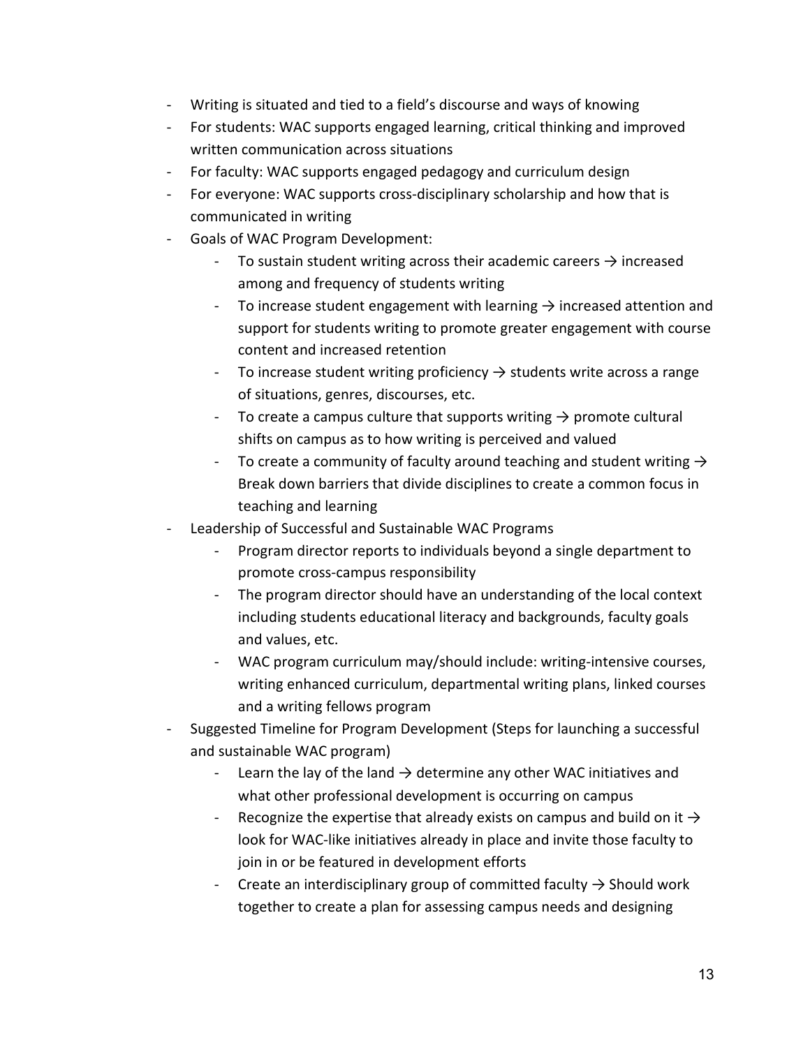- Writing is situated and tied to a field's discourse and ways of knowing
- For students: WAC supports engaged learning, critical thinking and improved written communication across situations
- For faculty: WAC supports engaged pedagogy and curriculum design
- For everyone: WAC supports cross-disciplinary scholarship and how that is communicated in writing
- Goals of WAC Program Development:
    - To sustain student writing across their academic careers → increased among and frequency of students writing
    - To increase student engagement with learning → increased attention and support for students writing to promote greater engagement with course content and increased retention
    - To increase student writing proficiency → students write across a range of situations, genres, discourses, etc.
    - To create a campus culture that supports writing → promote cultural shifts on campus as to how writing is perceived and valued
    - To create a community of faculty around teaching and student writing → Break down barriers that divide disciplines to create a common focus in teaching and learning
- Leadership of Successful and Sustainable WAC Programs
    - Program director reports to individuals beyond a single department to promote cross-campus responsibility
    - The program director should have an understanding of the local context including students educational literacy and backgrounds, faculty goals and values, etc.
    - WAC program curriculum may/should include: writing-intensive courses, writing enhanced curriculum, departmental writing plans, linked courses and a writing fellows program
- Suggested Timeline for Program Development (Steps for launching a successful and sustainable WAC program)
    - Learn the lay of the land → determine any other WAC initiatives and what other professional development is occurring on campus
    - Recognize the expertise that already exists on campus and build on it → look for WAC-like initiatives already in place and invite those faculty to join in or be featured in development efforts
    - Create an interdisciplinary group of committed faculty → Should work together to create a plan for assessing campus needs and designing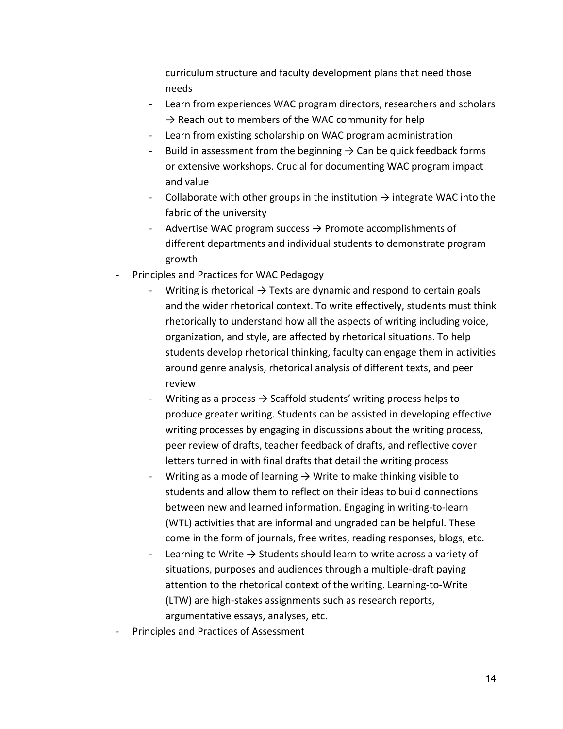curriculum structure and faculty development plans that need those needs
  - Learn from experiences WAC program directors, researchers and scholars → Reach out to members of the WAC community for help
  - Learn from existing scholarship on WAC program administration
  - Build in assessment from the beginning → Can be quick feedback forms or extensive workshops. Crucial for documenting WAC program impact and value
  - Collaborate with other groups in the institution → integrate WAC into the fabric of the university
  - Advertise WAC program success → Promote accomplishments of different departments and individual students to demonstrate program growth
- Principles and Practices for WAC Pedagogy
  - Writing is rhetorical → Texts are dynamic and respond to certain goals and the wider rhetorical context. To write effectively, students must think rhetorically to understand how all the aspects of writing including voice, organization, and style, are affected by rhetorical situations. To help students develop rhetorical thinking, faculty can engage them in activities around genre analysis, rhetorical analysis of different texts, and peer review
  - Writing as a process → Scaffold students' writing process helps to produce greater writing. Students can be assisted in developing effective writing processes by engaging in discussions about the writing process, peer review of drafts, teacher feedback of drafts, and reflective cover letters turned in with final drafts that detail the writing process
  - Writing as a mode of learning → Write to make thinking visible to students and allow them to reflect on their ideas to build connections between new and learned information. Engaging in writing-to-learn (WTL) activities that are informal and ungraded can be helpful. These come in the form of journals, free writes, reading responses, blogs, etc.
  - Learning to Write → Students should learn to write across a variety of situations, purposes and audiences through a multiple-draft paying attention to the rhetorical context of the writing. Learning-to-Write (LTW) are high-stakes assignments such as research reports, argumentative essays, analyses, etc.
- Principles and Practices of Assessment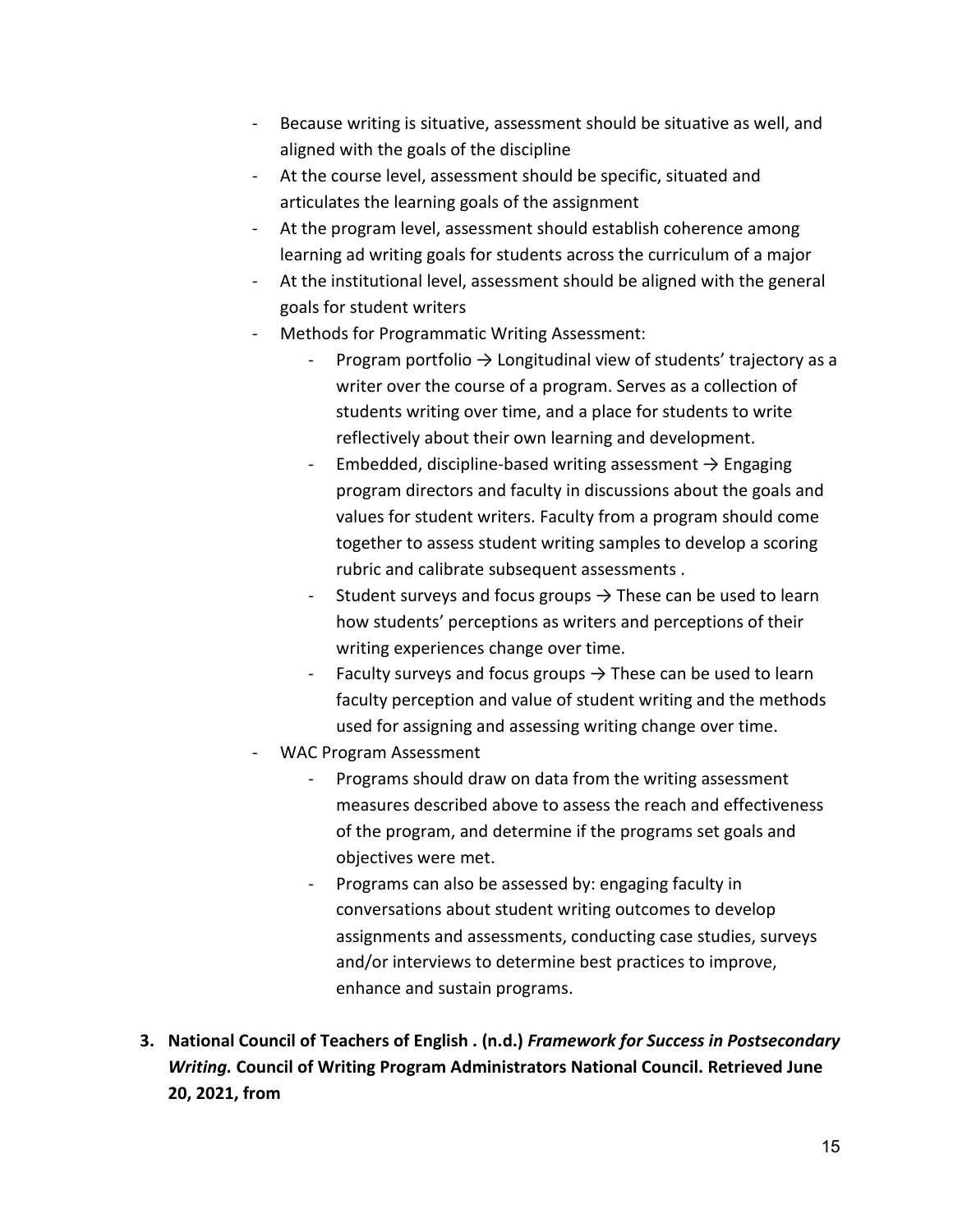- Because writing is situative, assessment should be situative as well, and aligned with the goals of the discipline
- At the course level, assessment should be specific, situated and articulates the learning goals of the assignment
- At the program level, assessment should establish coherence among learning ad writing goals for students across the curriculum of a major
- At the institutional level, assessment should be aligned with the general goals for student writers
- Methods for Programmatic Writing Assessment:
    - Program portfolio → Longitudinal view of students' trajectory as a writer over the course of a program. Serves as a collection of students writing over time, and a place for students to write reflectively about their own learning and development.
    - Embedded, discipline-based writing assessment → Engaging program directors and faculty in discussions about the goals and values for student writers. Faculty from a program should come together to assess student writing samples to develop a scoring rubric and calibrate subsequent assessments .
    - Student surveys and focus groups → These can be used to learn how students' perceptions as writers and perceptions of their writing experiences change over time.
    - Faculty surveys and focus groups → These can be used to learn faculty perception and value of student writing and the methods used for assigning and assessing writing change over time.
- WAC Program Assessment
    - Programs should draw on data from the writing assessment measures described above to assess the reach and effectiveness of the program, and determine if the programs set goals and objectives were met.
    - Programs can also be assessed by: engaging faculty in conversations about student writing outcomes to develop assignments and assessments, conducting case studies, surveys and/or interviews to determine best practices to improve, enhance and sustain programs.

3. **National Council of Teachers of English . (n.d.) *Framework for Success in Postsecondary Writing.* Council of Writing Program Administrators National Council. Retrieved June 20, 2021, from**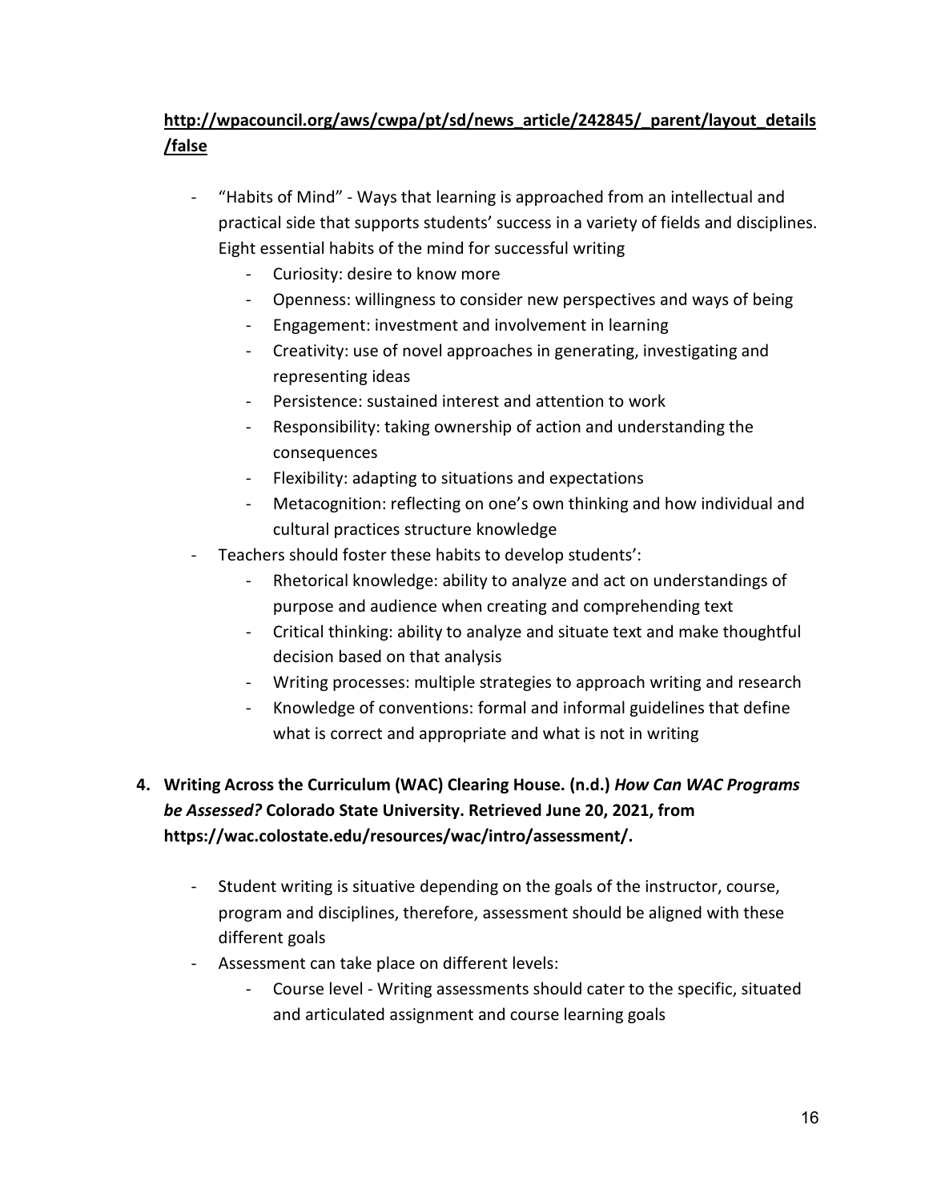**http://wpacouncil.org/aws/cwpa/pt/sd/news_article/242845/_parent/layout_details/false**

- "Habits of Mind" - Ways that learning is approached from an intellectual and practical side that supports students' success in a variety of fields and disciplines. Eight essential habits of the mind for successful writing
    - Curiosity: desire to know more
    - Openness: willingness to consider new perspectives and ways of being
    - Engagement: investment and involvement in learning
    - Creativity: use of novel approaches in generating, investigating and representing ideas
    - Persistence: sustained interest and attention to work
    - Responsibility: taking ownership of action and understanding the consequences
    - Flexibility: adapting to situations and expectations
    - Metacognition: reflecting on one's own thinking and how individual and cultural practices structure knowledge
- Teachers should foster these habits to develop students':
    - Rhetorical knowledge: ability to analyze and act on understandings of purpose and audience when creating and comprehending text
    - Critical thinking: ability to analyze and situate text and make thoughtful decision based on that analysis
    - Writing processes: multiple strategies to approach writing and research
    - Knowledge of conventions: formal and informal guidelines that define what is correct and appropriate and what is not in writing

4. **Writing Across the Curriculum (WAC) Clearing House. (n.d.) *How Can WAC Programs be Assessed?* Colorado State University. Retrieved June 20, 2021, from https://wac.colostate.edu/resources/wac/intro/assessment/.**

    - Student writing is situative depending on the goals of the instructor, course, program and disciplines, therefore, assessment should be aligned with these different goals
    - Assessment can take place on different levels:
        - Course level - Writing assessments should cater to the specific, situated and articulated assignment and course learning goals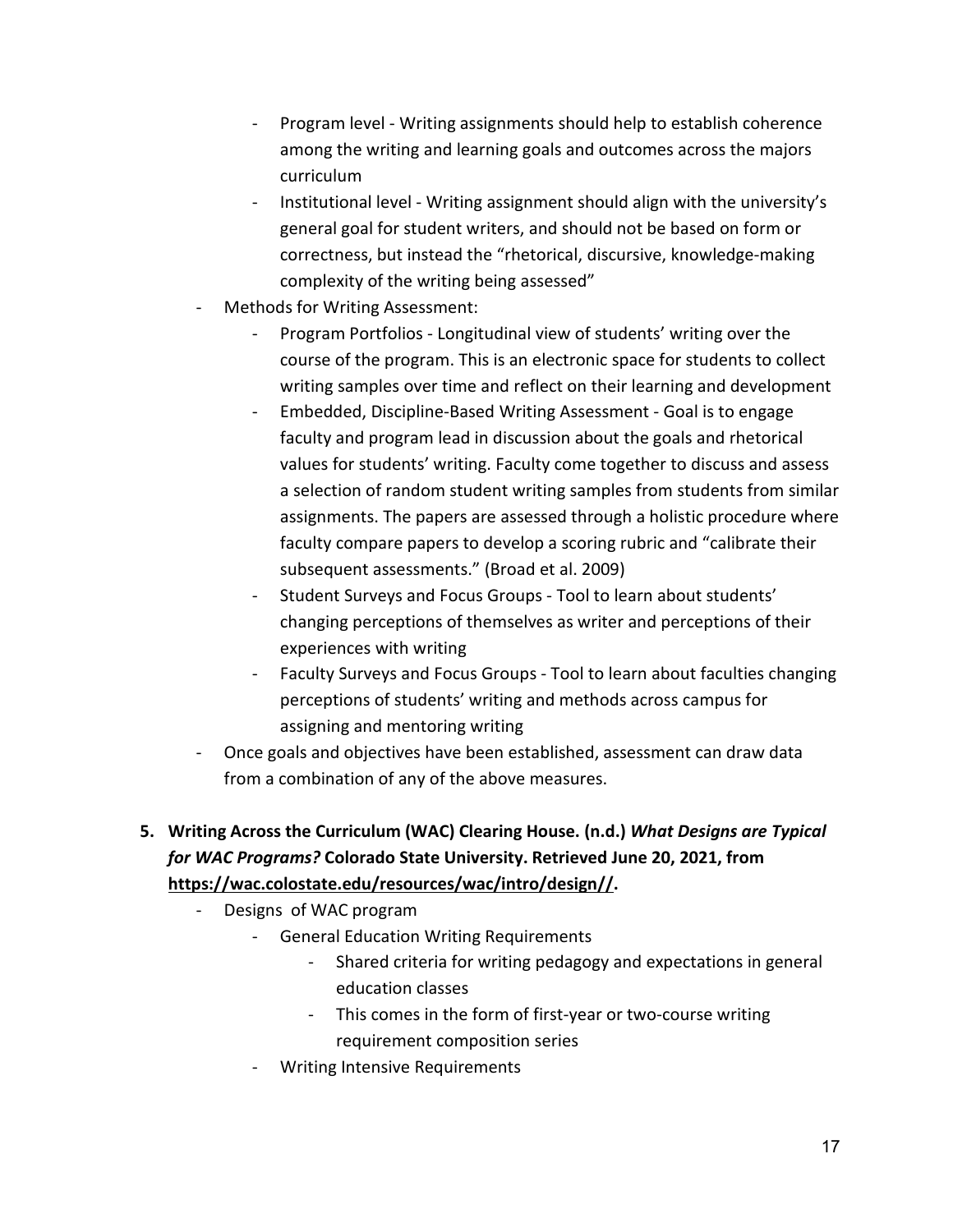- Program level - Writing assignments should help to establish coherence among the writing and learning goals and outcomes across the majors curriculum
        - Institutional level - Writing assignment should align with the university's general goal for student writers, and should not be based on form or correctness, but instead the "rhetorical, discursive, knowledge-making complexity of the writing being assessed"
    - Methods for Writing Assessment:
        - Program Portfolios - Longitudinal view of students' writing over the course of the program. This is an electronic space for students to collect writing samples over time and reflect on their learning and development
        - Embedded, Discipline-Based Writing Assessment - Goal is to engage faculty and program lead in discussion about the goals and rhetorical values for students' writing. Faculty come together to discuss and assess a selection of random student writing samples from students from similar assignments. The papers are assessed through a holistic procedure where faculty compare papers to develop a scoring rubric and "calibrate their subsequent assessments." (Broad et al. 2009)
        - Student Surveys and Focus Groups - Tool to learn about students' changing perceptions of themselves as writer and perceptions of their experiences with writing
        - Faculty Surveys and Focus Groups - Tool to learn about faculties changing perceptions of students' writing and methods across campus for assigning and mentoring writing
    - Once goals and objectives have been established, assessment can draw data from a combination of any of the above measures.

5. **Writing Across the Curriculum (WAC) Clearing House. (n.d.) *What Designs are Typical for WAC Programs?* Colorado State University. Retrieved June 20, 2021, from [https://wac.colostate.edu/resources/wac/intro/design//](https://wac.colostate.edu/resources/wac/intro/design//).**
    - Designs of WAC program
        - General Education Writing Requirements
            - Shared criteria for writing pedagogy and expectations in general education classes
            - This comes in the form of first-year or two-course writing requirement composition series
        - Writing Intensive Requirements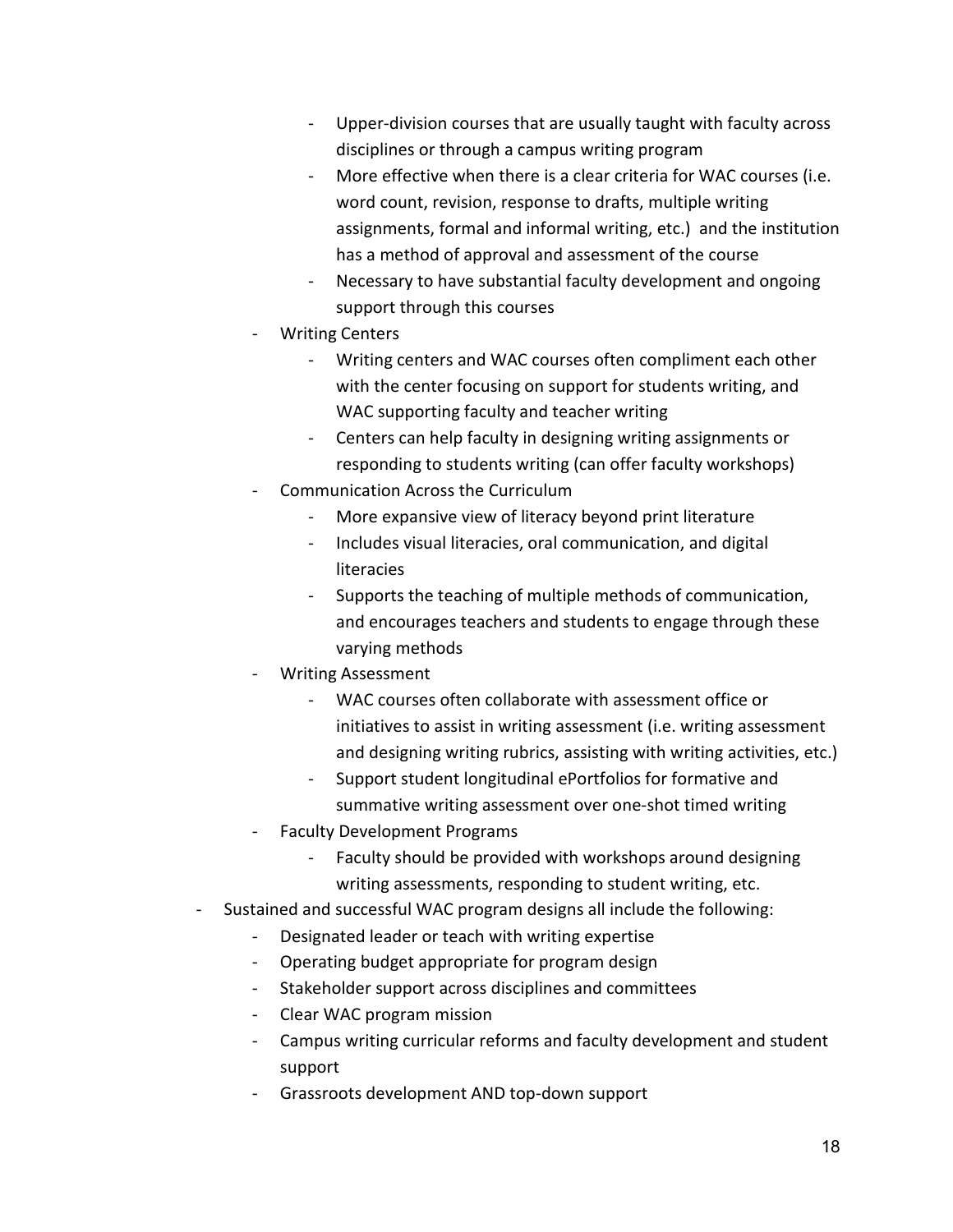- Upper-division courses that are usually taught with faculty across disciplines or through a campus writing program
    - More effective when there is a clear criteria for WAC courses (i.e. word count, revision, response to drafts, multiple writing assignments, formal and informal writing, etc.) and the institution has a method of approval and assessment of the course
    - Necessary to have substantial faculty development and ongoing support through this courses
  - Writing Centers
    - Writing centers and WAC courses often compliment each other with the center focusing on support for students writing, and WAC supporting faculty and teacher writing
    - Centers can help faculty in designing writing assignments or responding to students writing (can offer faculty workshops)
  - Communication Across the Curriculum
    - More expansive view of literacy beyond print literature
    - Includes visual literacies, oral communication, and digital literacies
    - Supports the teaching of multiple methods of communication, and encourages teachers and students to engage through these varying methods
  - Writing Assessment
    - WAC courses often collaborate with assessment office or initiatives to assist in writing assessment (i.e. writing assessment and designing writing rubrics, assisting with writing activities, etc.)
    - Support student longitudinal ePortfolios for formative and summative writing assessment over one-shot timed writing
  - Faculty Development Programs
    - Faculty should be provided with workshops around designing writing assessments, responding to student writing, etc.
- Sustained and successful WAC program designs all include the following:
  - Designated leader or teach with writing expertise
  - Operating budget appropriate for program design
  - Stakeholder support across disciplines and committees
  - Clear WAC program mission
  - Campus writing curricular reforms and faculty development and student support
  - Grassroots development AND top-down support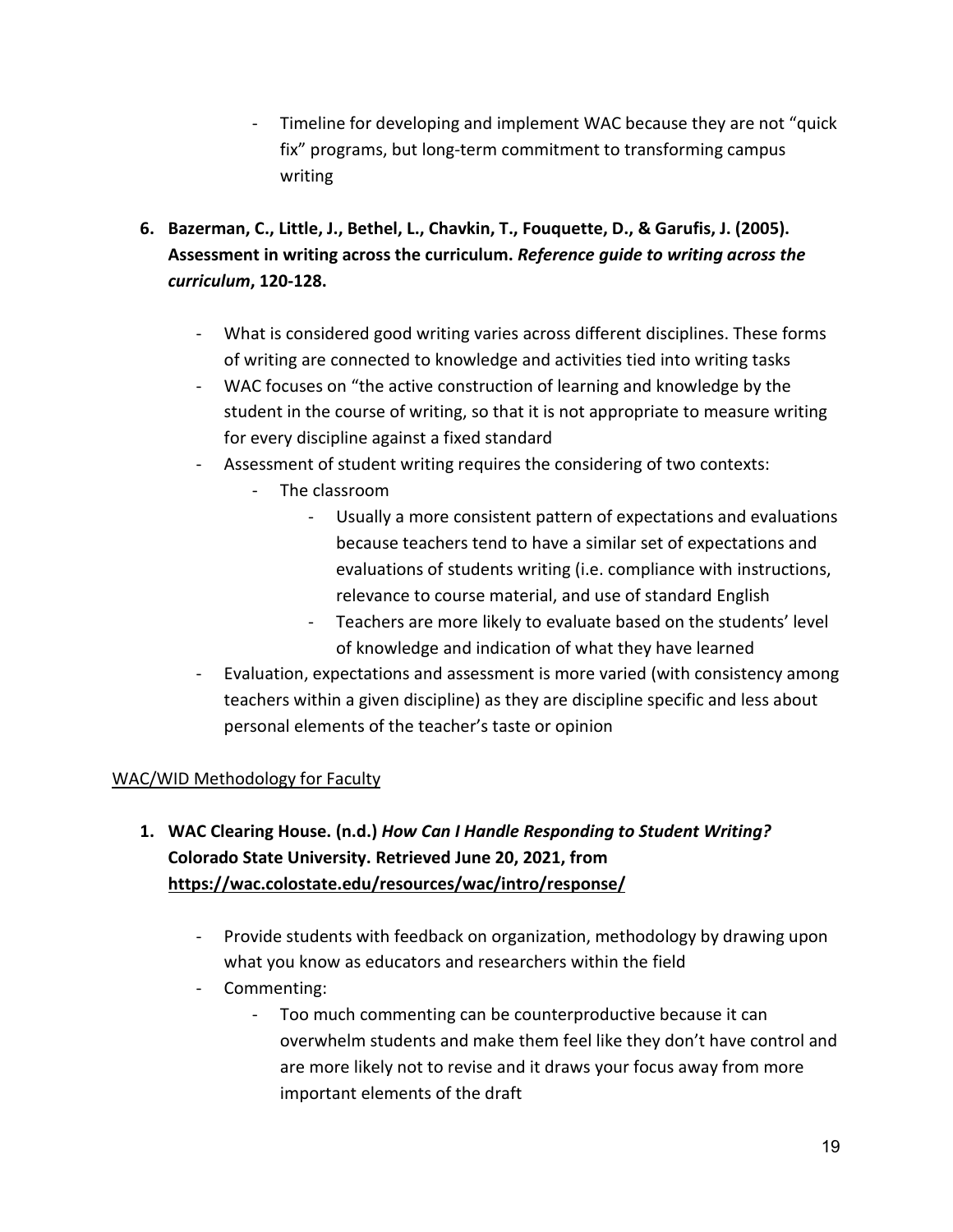- Timeline for developing and implement WAC because they are not "quick fix" programs, but long-term commitment to transforming campus writing

6. **Bazerman, C., Little, J., Bethel, L., Chavkin, T., Fouquette, D., & Garufis, J. (2005). Assessment in writing across the curriculum. *Reference guide to writing across the curriculum*, 120-128.**

    - What is considered good writing varies across different disciplines. These forms of writing are connected to knowledge and activities tied into writing tasks
    - WAC focuses on "the active construction of learning and knowledge by the student in the course of writing, so that it is not appropriate to measure writing for every discipline against a fixed standard
    - Assessment of student writing requires the considering of two contexts:
        - The classroom
            - Usually a more consistent pattern of expectations and evaluations because teachers tend to have a similar set of expectations and evaluations of students writing (i.e. compliance with instructions, relevance to course material, and use of standard English
            - Teachers are more likely to evaluate based on the students' level of knowledge and indication of what they have learned
    - Evaluation, expectations and assessment is more varied (with consistency among teachers within a given discipline) as they are discipline specific and less about personal elements of the teacher's taste or opinion

<u>WAC/WID Methodology for Faculty</u>

1. **WAC Clearing House. (n.d.) *How Can I Handle Responding to Student Writing?* Colorado State University. Retrieved June 20, 2021, from <u>https://wac.colostate.edu/resources/wac/intro/response/</u>**

    - Provide students with feedback on organization, methodology by drawing upon what you know as educators and researchers within the field
    - Commenting:
        - Too much commenting can be counterproductive because it can overwhelm students and make them feel like they don't have control and are more likely not to revise and it draws your focus away from more important elements of the draft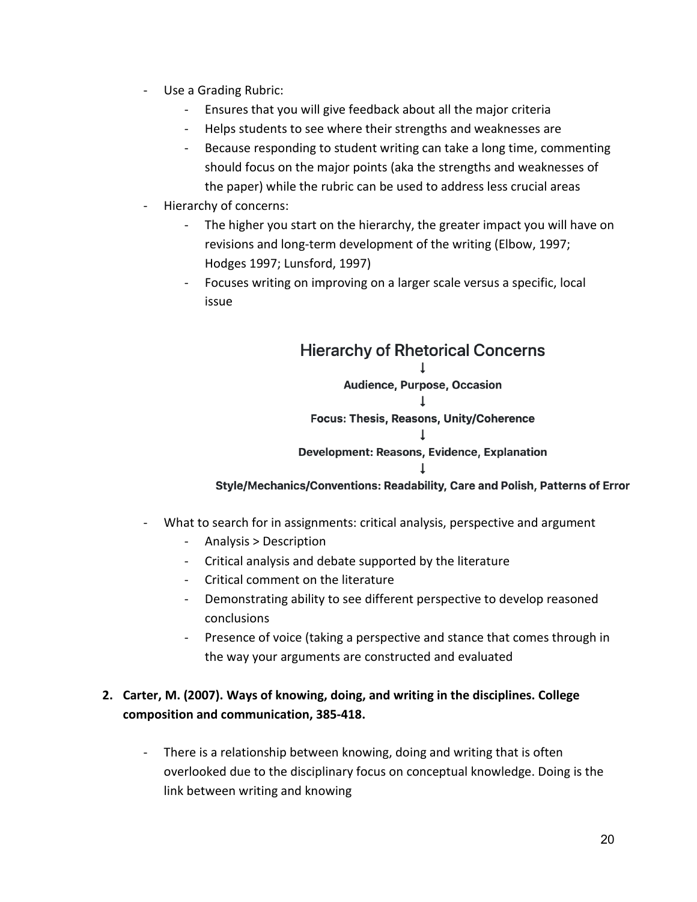- Use a Grading Rubric:
    - Ensures that you will give feedback about all the major criteria
    - Helps students to see where their strengths and weaknesses are
    - Because responding to student writing can take a long time, commenting should focus on the major points (aka the strengths and weaknesses of the paper) while the rubric can be used to address less crucial areas
- Hierarchy of concerns:
    - The higher you start on the hierarchy, the greater impact you will have on revisions and long-term development of the writing (Elbow, 1997; Hodges 1997; Lunsford, 1997)
    - Focuses writing on improving on a larger scale versus a specific, local issue

### Hierarchy of Rhetorical Concerns

↓

**Audience, Purpose, Occasion**

↓

**Focus: Thesis, Reasons, Unity/Coherence**

↓

**Development: Reasons, Evidence, Explanation**

↓

**Style/Mechanics/Conventions: Readability, Care and Polish, Patterns of Error**

- What to search for in assignments: critical analysis, perspective and argument
    - Analysis > Description
    - Critical analysis and debate supported by the literature
    - Critical comment on the literature
    - Demonstrating ability to see different perspective to develop reasoned conclusions
    - Presence of voice (taking a perspective and stance that comes through in the way your arguments are constructed and evaluated

**2. Carter, M. (2007). Ways of knowing, doing, and writing in the disciplines. College composition and communication, 385-418.**

- There is a relationship between knowing, doing and writing that is often overlooked due to the disciplinary focus on conceptual knowledge. Doing is the link between writing and knowing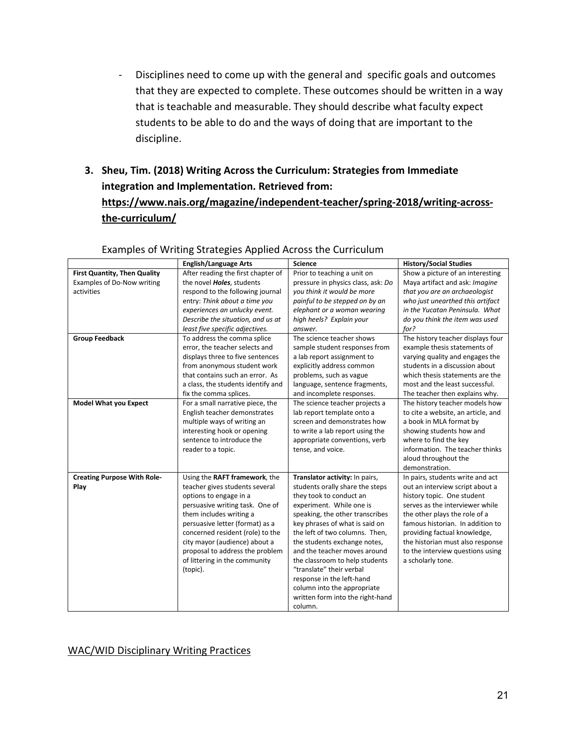- Disciplines need to come up with the general and specific goals and outcomes that they are expected to complete. These outcomes should be written in a way that is teachable and measurable. They should describe what faculty expect students to be able to do and the ways of doing that are important to the discipline.

3. **Sheu, Tim. (2018) Writing Across the Curriculum: Strategies from Immediate integration and Implementation. Retrieved from: [https://www.nais.org/magazine/independent-teacher/spring-2018/writing-across-the-curriculum/](https://www.nais.org/magazine/independent-teacher/spring-2018/writing-across-the-curriculum/)**

Examples of Writing Strategies Applied Across the Curriculum

| | **English/Language Arts** | **Science** | **History/Social Studies** |
|---|---|---|---|
| **First Quantity, Then Quality** Examples of Do-Now writing activities | After reading the first chapter of the novel ***Holes***, students respond to the following journal entry: *Think about a time you experiences an unlucky event. Describe the situation, and us at least five specific adjectives.* | Prior to teaching a unit on pressure in physics class, ask: *Do you think it would be more painful to be stepped on by an elephant or a woman wearing high heels? Explain your answer.* | Show a picture of an interesting Maya artifact and ask: *Imagine that you are an archaeologist who just unearthed this artifact in the Yucatan Peninsula. What do you think the item was used for?* |
| **Group Feedback** | To address the comma splice error, the teacher selects and displays three to five sentences from anonymous student work that contains such an error. As a class, the students identify and fix the comma splices. | The science teacher shows sample student responses from a lab report assignment to explicitly address common problems, such as vague language, sentence fragments, and incomplete responses. | The history teacher displays four example thesis statements of varying quality and engages the students in a discussion about which thesis statements are the most and the least successful. The teacher then explains why. |
| **Model What you Expect** | For a small narrative piece, the English teacher demonstrates multiple ways of writing an interesting hook or opening sentence to introduce the reader to a topic. | The science teacher projects a lab report template onto a screen and demonstrates how to write a lab report using the appropriate conventions, verb tense, and voice. | The history teacher models how to cite a website, an article, and a book in MLA format by showing students how and where to find the key information. The teacher thinks aloud throughout the demonstration. |
| **Creating Purpose With Role-Play** | Using the **RAFT framework**, the teacher gives students several options to engage in a persuasive writing task. One of them includes writing a persuasive letter (format) as a concerned resident (role) to the city mayor (audience) about a proposal to address the problem of littering in the community (topic). | **Translator activity:** In pairs, students orally share the steps they took to conduct an experiment. While one is speaking, the other transcribes key phrases of what is said on the left of two columns. Then, the students exchange notes, and the teacher moves around the classroom to help students "translate" their verbal response in the left-hand column into the appropriate written form into the right-hand column. | In pairs, students write and act out an interview script about a history topic. One student serves as the interviewer while the other plays the role of a famous historian. In addition to providing factual knowledge, the historian must also response to the interview questions using a scholarly tone. |

<u>WAC/WID Disciplinary Writing Practices</u>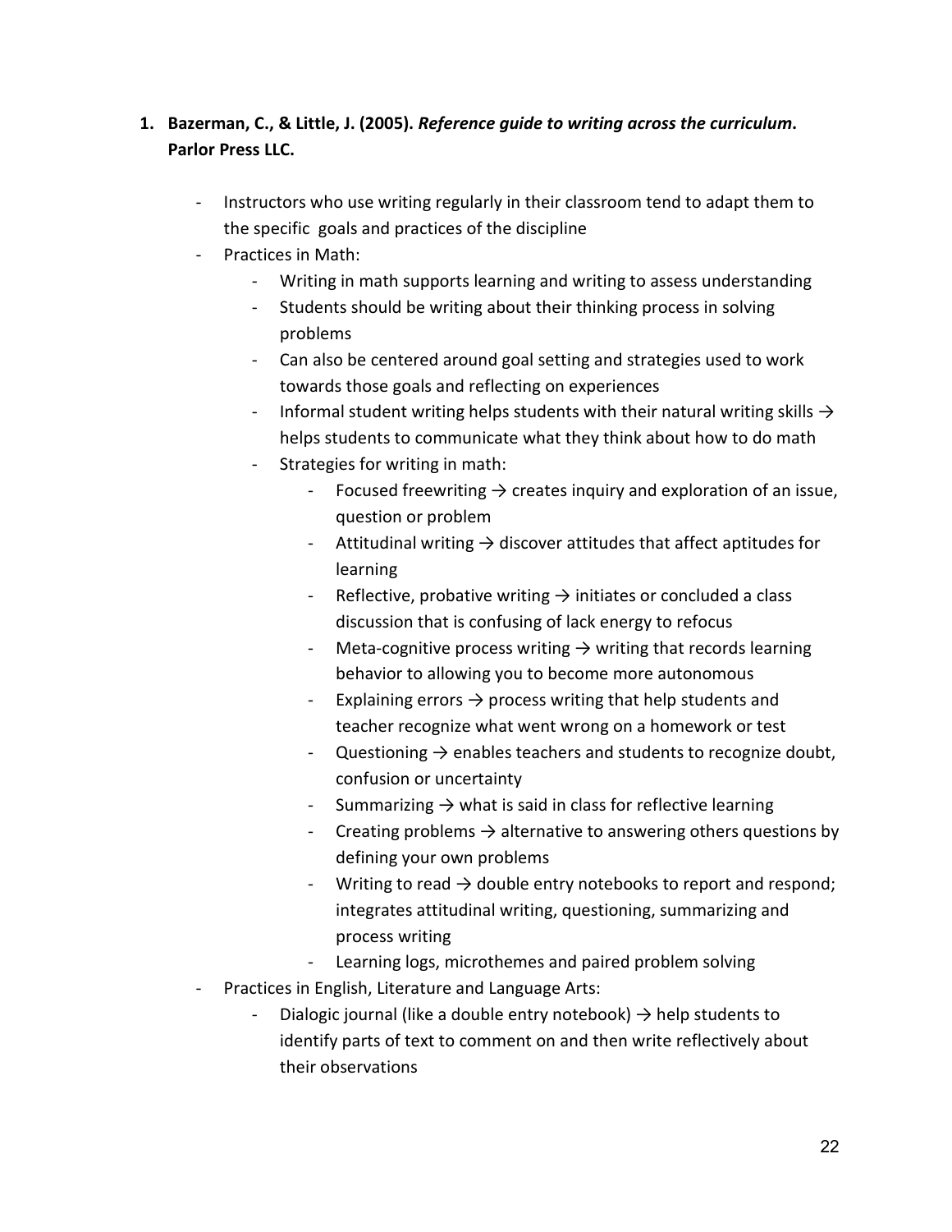1. **Bazerman, C., & Little, J. (2005). *Reference guide to writing across the curriculum*. Parlor Press LLC.**

    - Instructors who use writing regularly in their classroom tend to adapt them to the specific goals and practices of the discipline
    - Practices in Math:
        - Writing in math supports learning and writing to assess understanding
        - Students should be writing about their thinking process in solving problems
        - Can also be centered around goal setting and strategies used to work towards those goals and reflecting on experiences
        - Informal student writing helps students with their natural writing skills → helps students to communicate what they think about how to do math
        - Strategies for writing in math:
            - Focused freewriting → creates inquiry and exploration of an issue, question or problem
            - Attitudinal writing → discover attitudes that affect aptitudes for learning
            - Reflective, probative writing → initiates or concluded a class discussion that is confusing of lack energy to refocus
            - Meta-cognitive process writing → writing that records learning behavior to allowing you to become more autonomous
            - Explaining errors → process writing that help students and teacher recognize what went wrong on a homework or test
            - Questioning → enables teachers and students to recognize doubt, confusion or uncertainty
            - Summarizing → what is said in class for reflective learning
            - Creating problems → alternative to answering others questions by defining your own problems
            - Writing to read → double entry notebooks to report and respond; integrates attitudinal writing, questioning, summarizing and process writing
            - Learning logs, microthemes and paired problem solving
    - Practices in English, Literature and Language Arts:
        - Dialogic journal (like a double entry notebook) → help students to identify parts of text to comment on and then write reflectively about their observations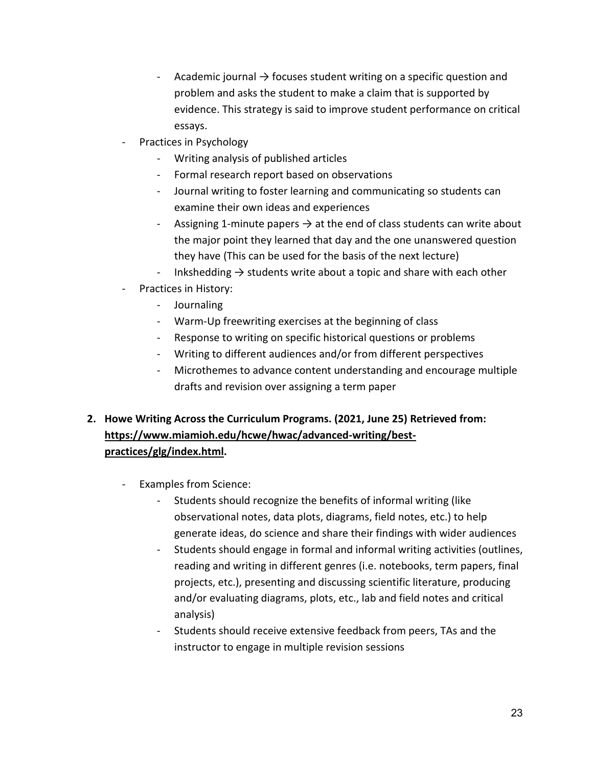- Academic journal → focuses student writing on a specific question and problem and asks the student to make a claim that is supported by evidence. This strategy is said to improve student performance on critical essays.
- Practices in Psychology
  - Writing analysis of published articles
  - Formal research report based on observations
  - Journal writing to foster learning and communicating so students can examine their own ideas and experiences
  - Assigning 1-minute papers → at the end of class students can write about the major point they learned that day and the one unanswered question they have (This can be used for the basis of the next lecture)
  - Inkshedding → students write about a topic and share with each other
- Practices in History:
  - Journaling
  - Warm-Up freewriting exercises at the beginning of class
  - Response to writing on specific historical questions or problems
  - Writing to different audiences and/or from different perspectives
  - Microthemes to advance content understanding and encourage multiple drafts and revision over assigning a term paper

2. **Howe Writing Across the Curriculum Programs. (2021, June 25) Retrieved from: [https://www.miamioh.edu/hcwe/hwac/advanced-writing/best-practices/glg/index.html](https://www.miamioh.edu/hcwe/hwac/advanced-writing/best-practices/glg/index.html).**

   - Examples from Science:
     - Students should recognize the benefits of informal writing (like observational notes, data plots, diagrams, field notes, etc.) to help generate ideas, do science and share their findings with wider audiences
     - Students should engage in formal and informal writing activities (outlines, reading and writing in different genres (i.e. notebooks, term papers, final projects, etc.), presenting and discussing scientific literature, producing and/or evaluating diagrams, plots, etc., lab and field notes and critical analysis)
     - Students should receive extensive feedback from peers, TAs and the instructor to engage in multiple revision sessions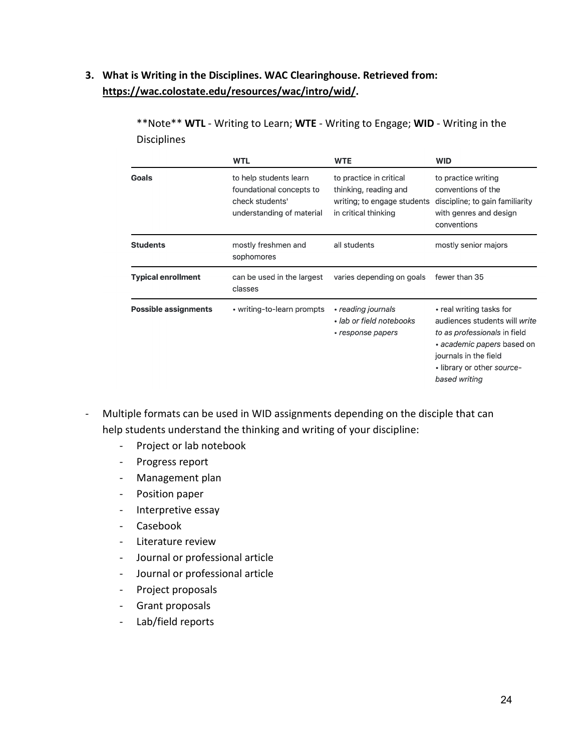3. **What is Writing in the Disciplines. WAC Clearinghouse. Retrieved from: [https://wac.colostate.edu/resources/wac/intro/wid/](https://wac.colostate.edu/resources/wac/intro/wid/).**

**Note** **WTL** - Writing to Learn; **WTE** - Writing to Engage; **WID** - Writing in the Disciplines

| | WTL | WTE | WID |
|---|---|---|---|
| **Goals** | to help students learn foundational concepts to check students' understanding of material | to practice in critical thinking, reading and writing; to engage students in critical thinking | to practice writing conventions of the discipline; to gain familiarity with genres and design conventions |
| **Students** | mostly freshmen and sophomores | all students | mostly senior majors |
| **Typical enrollment** | can be used in the largest classes | varies depending on goals | fewer than 35 |
| **Possible assignments** | • writing-to-learn prompts | • *reading journals*<br>• *lab or field notebooks*<br>• *response papers* | • real writing tasks for audiences students will *write to as professionals* in field<br>• *academic papers* based on journals in the field<br>• library or other *source-based writing* |

- Multiple formats can be used in WID assignments depending on the disciple that can help students understand the thinking and writing of your discipline:
  - Project or lab notebook
  - Progress report
  - Management plan
  - Position paper
  - Interpretive essay
  - Casebook
  - Literature review
  - Journal or professional article
  - Journal or professional article
  - Project proposals
  - Grant proposals
  - Lab/field reports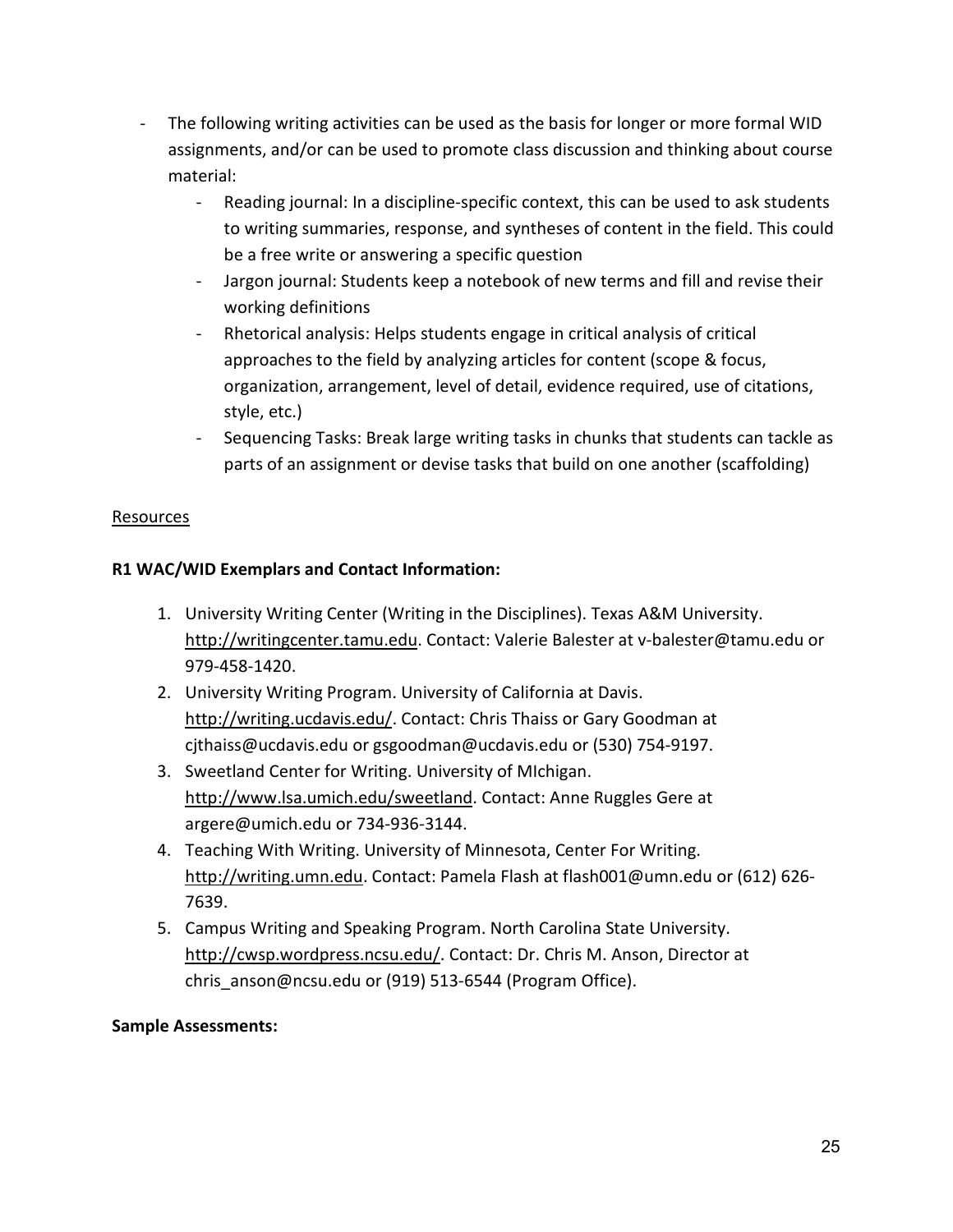- The following writing activities can be used as the basis for longer or more formal WID assignments, and/or can be used to promote class discussion and thinking about course material:
    - Reading journal: In a discipline-specific context, this can be used to ask students to writing summaries, response, and syntheses of content in the field. This could be a free write or answering a specific question
    - Jargon journal: Students keep a notebook of new terms and fill and revise their working definitions
    - Rhetorical analysis: Helps students engage in critical analysis of critical approaches to the field by analyzing articles for content (scope & focus, organization, arrangement, level of detail, evidence required, use of citations, style, etc.)
    - Sequencing Tasks: Break large writing tasks in chunks that students can tackle as parts of an assignment or devise tasks that build on one another (scaffolding)

<u>Resources</u>

**R1 WAC/WID Exemplars and Contact Information:**

1. University Writing Center (Writing in the Disciplines). Texas A&M University. http://writingcenter.tamu.edu. Contact: Valerie Balester at v-balester@tamu.edu or 979-458-1420.
2. University Writing Program. University of California at Davis. http://writing.ucdavis.edu/. Contact: Chris Thaiss or Gary Goodman at cjthaiss@ucdavis.edu or gsgoodman@ucdavis.edu or (530) 754-9197.
3. Sweetland Center for Writing. University of MIchigan. http://www.lsa.umich.edu/sweetland. Contact: Anne Ruggles Gere at argere@umich.edu or 734-936-3144.
4. Teaching With Writing. University of Minnesota, Center For Writing. http://writing.umn.edu. Contact: Pamela Flash at flash001@umn.edu or (612) 626-7639.
5. Campus Writing and Speaking Program. North Carolina State University. http://cwsp.wordpress.ncsu.edu/. Contact: Dr. Chris M. Anson, Director at chris_anson@ncsu.edu or (919) 513-6544 (Program Office).

**Sample Assessments:**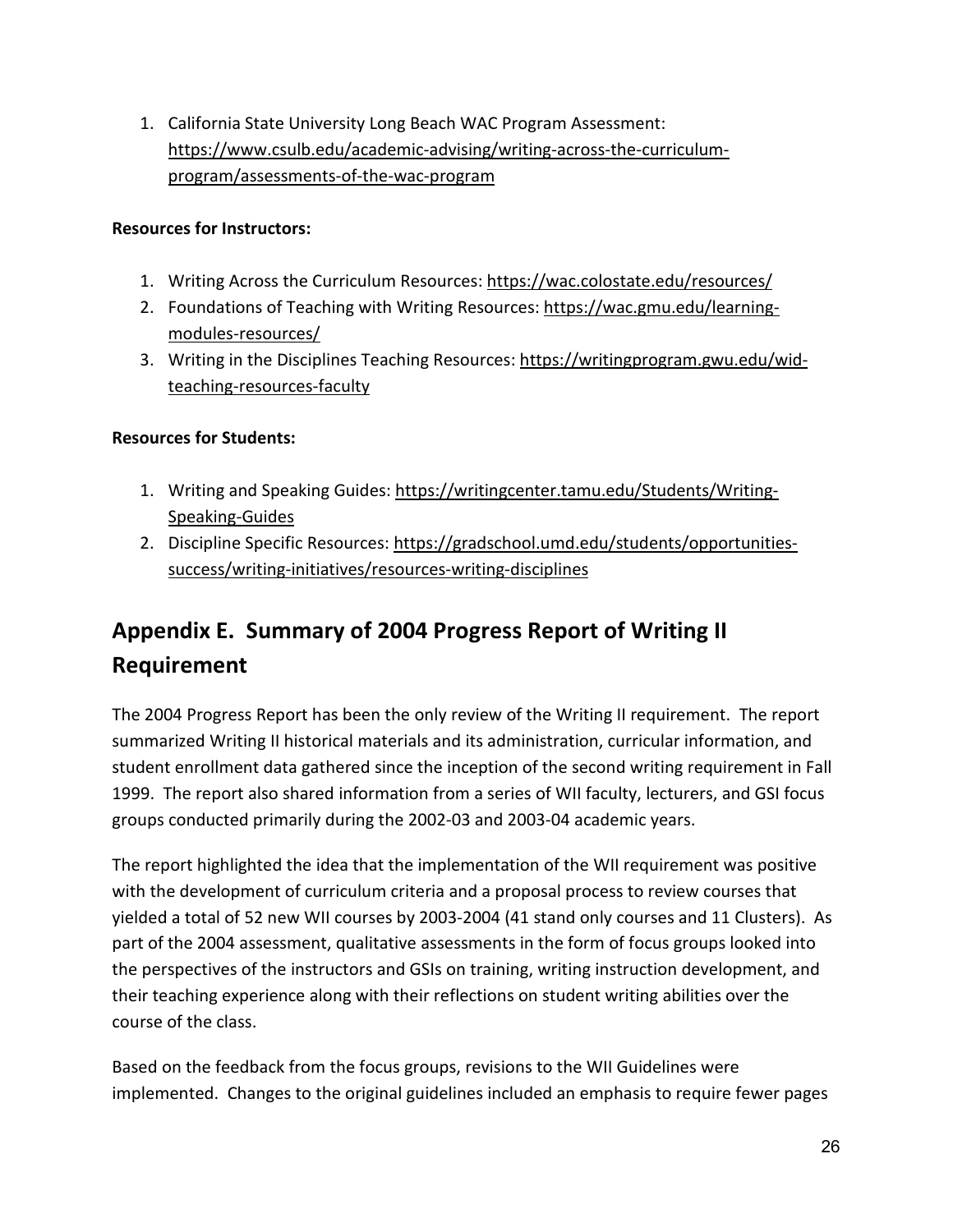1. California State University Long Beach WAC Program Assessment: https://www.csulb.edu/academic-advising/writing-across-the-curriculum-program/assessments-of-the-wac-program

**Resources for Instructors:**

1. Writing Across the Curriculum Resources: https://wac.colostate.edu/resources/
2. Foundations of Teaching with Writing Resources: https://wac.gmu.edu/learning-modules-resources/
3. Writing in the Disciplines Teaching Resources: https://writingprogram.gwu.edu/wid-teaching-resources-faculty

**Resources for Students:**

1. Writing and Speaking Guides: https://writingcenter.tamu.edu/Students/Writing-Speaking-Guides
2. Discipline Specific Resources: https://gradschool.umd.edu/students/opportunities-success/writing-initiatives/resources-writing-disciplines

## Appendix E. Summary of 2004 Progress Report of Writing II Requirement

The 2004 Progress Report has been the only review of the Writing II requirement. The report summarized Writing II historical materials and its administration, curricular information, and student enrollment data gathered since the inception of the second writing requirement in Fall 1999. The report also shared information from a series of WII faculty, lecturers, and GSI focus groups conducted primarily during the 2002-03 and 2003-04 academic years.

The report highlighted the idea that the implementation of the WII requirement was positive with the development of curriculum criteria and a proposal process to review courses that yielded a total of 52 new WII courses by 2003-2004 (41 stand only courses and 11 Clusters). As part of the 2004 assessment, qualitative assessments in the form of focus groups looked into the perspectives of the instructors and GSIs on training, writing instruction development, and their teaching experience along with their reflections on student writing abilities over the course of the class.

Based on the feedback from the focus groups, revisions to the WII Guidelines were implemented. Changes to the original guidelines included an emphasis to require fewer pages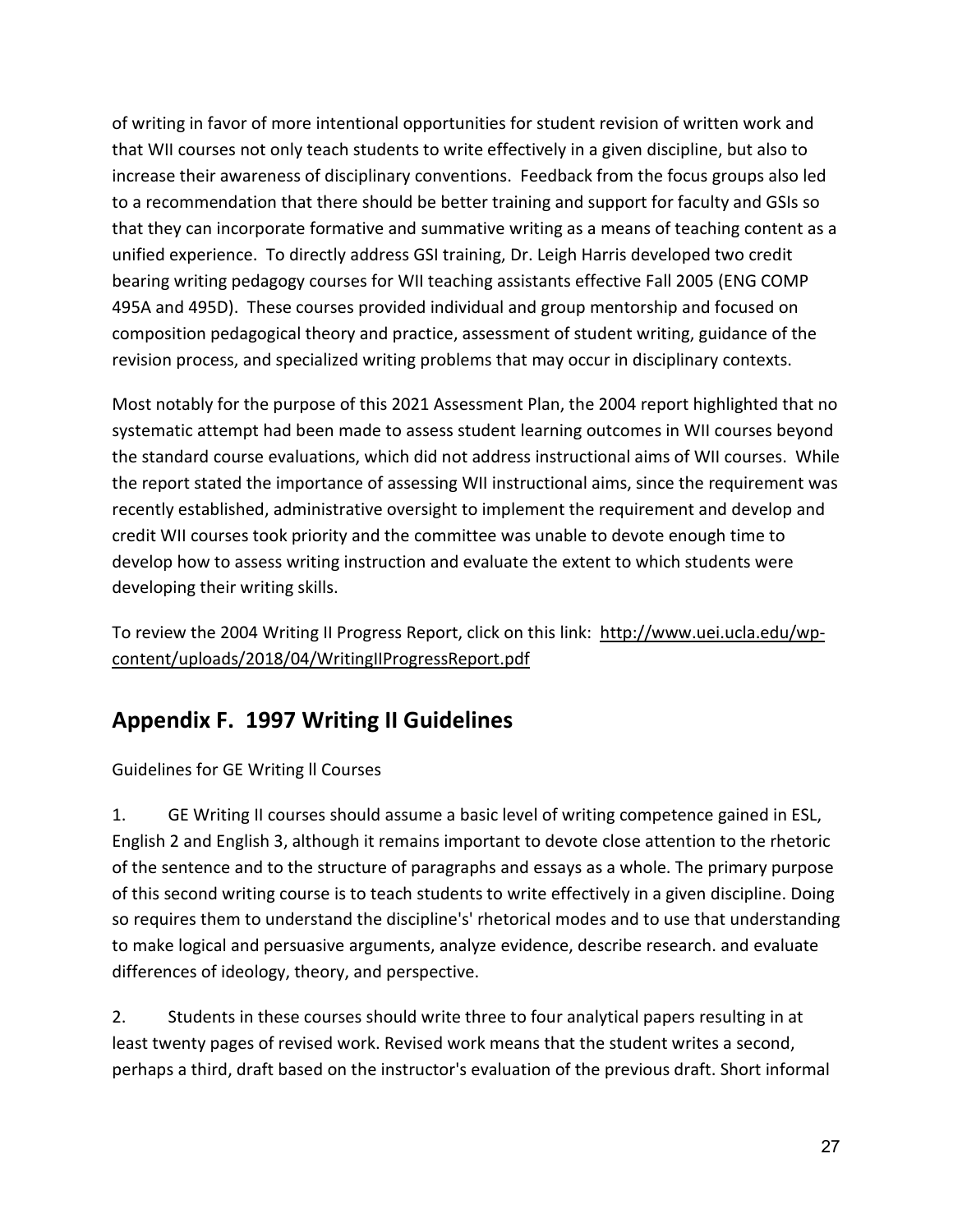of writing in favor of more intentional opportunities for student revision of written work and that WII courses not only teach students to write effectively in a given discipline, but also to increase their awareness of disciplinary conventions. Feedback from the focus groups also led to a recommendation that there should be better training and support for faculty and GSIs so that they can incorporate formative and summative writing as a means of teaching content as a unified experience. To directly address GSI training, Dr. Leigh Harris developed two credit bearing writing pedagogy courses for WII teaching assistants effective Fall 2005 (ENG COMP 495A and 495D). These courses provided individual and group mentorship and focused on composition pedagogical theory and practice, assessment of student writing, guidance of the revision process, and specialized writing problems that may occur in disciplinary contexts.

Most notably for the purpose of this 2021 Assessment Plan, the 2004 report highlighted that no systematic attempt had been made to assess student learning outcomes in WII courses beyond the standard course evaluations, which did not address instructional aims of WII courses. While the report stated the importance of assessing WII instructional aims, since the requirement was recently established, administrative oversight to implement the requirement and develop and credit WII courses took priority and the committee was unable to devote enough time to develop how to assess writing instruction and evaluate the extent to which students were developing their writing skills.

To review the 2004 Writing II Progress Report, click on this link: http://www.uei.ucla.edu/wp-content/uploads/2018/04/WritingIIProgressReport.pdf

## Appendix F. 1997 Writing II Guidelines

Guidelines for GE Writing ll Courses

1. GE Writing II courses should assume a basic level of writing competence gained in ESL, English 2 and English 3, although it remains important to devote close attention to the rhetoric of the sentence and to the structure of paragraphs and essays as a whole. The primary purpose of this second writing course is to teach students to write effectively in a given discipline. Doing so requires them to understand the discipline's' rhetorical modes and to use that understanding to make logical and persuasive arguments, analyze evidence, describe research. and evaluate differences of ideology, theory, and perspective.

2. Students in these courses should write three to four analytical papers resulting in at least twenty pages of revised work. Revised work means that the student writes a second, perhaps a third, draft based on the instructor's evaluation of the previous draft. Short informal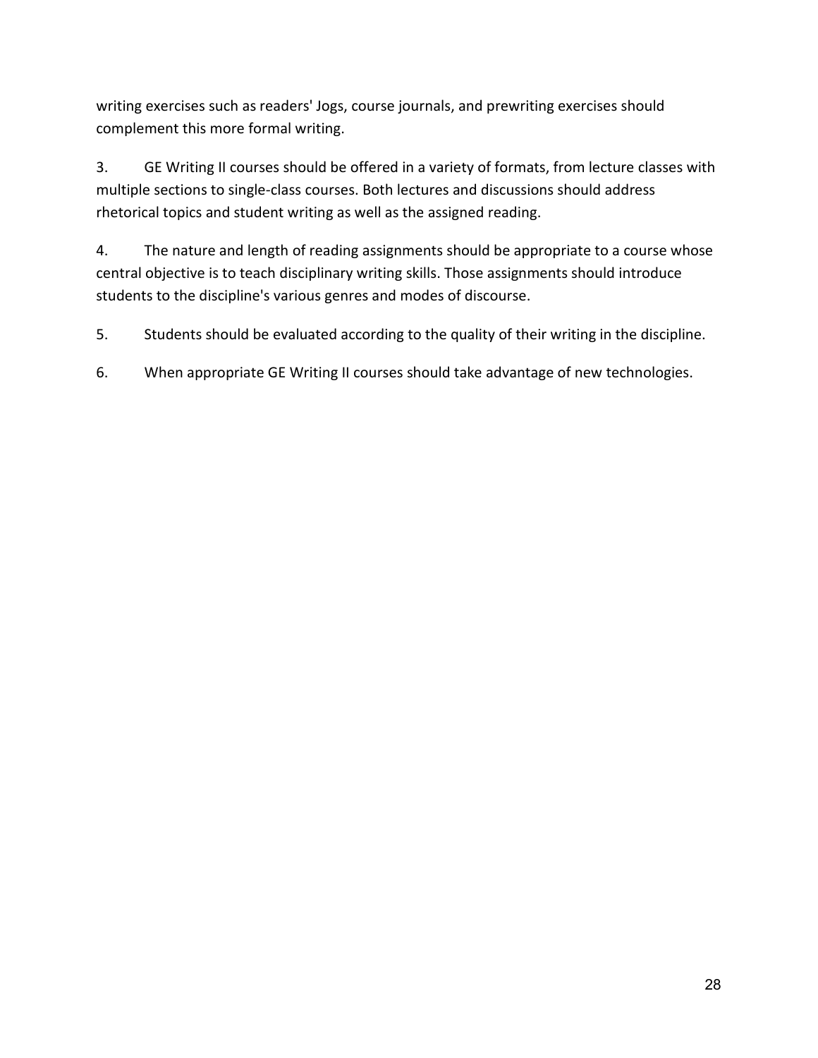writing exercises such as readers' Jogs, course journals, and prewriting exercises should complement this more formal writing.

3. GE Writing II courses should be offered in a variety of formats, from lecture classes with multiple sections to single-class courses. Both lectures and discussions should address rhetorical topics and student writing as well as the assigned reading.

4. The nature and length of reading assignments should be appropriate to a course whose central objective is to teach disciplinary writing skills. Those assignments should introduce students to the discipline's various genres and modes of discourse.

5. Students should be evaluated according to the quality of their writing in the discipline.

6. When appropriate GE Writing II courses should take advantage of new technologies.